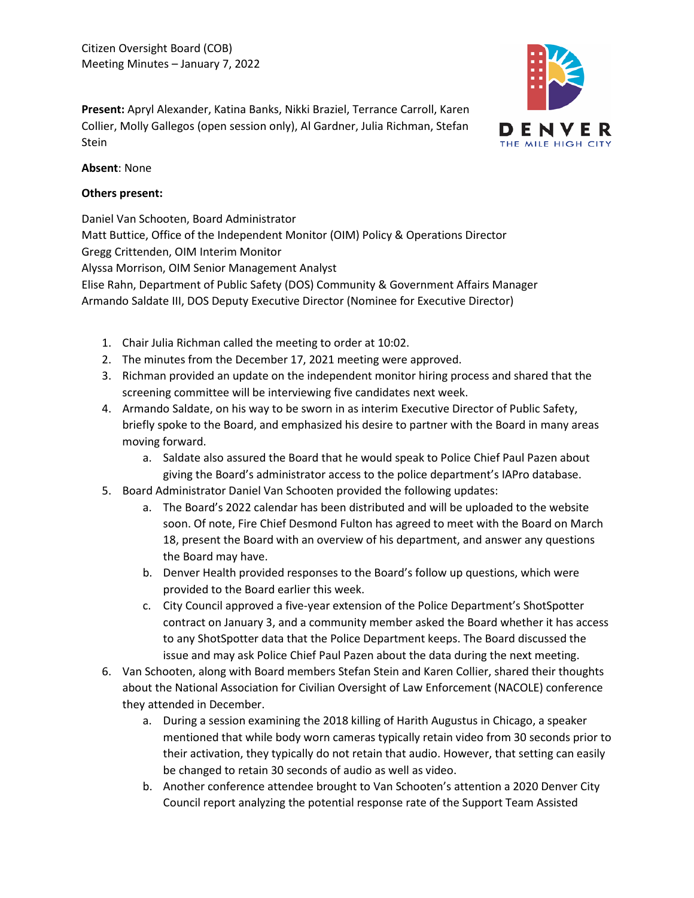Citizen Oversight Board (COB)
Meeting Minutes – January 7, 2022

**Present:** Apryl Alexander, Katina Banks, Nikki Braziel, Terrance Carroll, Karen Collier, Molly Gallegos (open session only), Al Gardner, Julia Richman, Stefan Stein

**Absent**: None

**Others present:**

Daniel Van Schooten, Board Administrator
Matt Buttice, Office of the Independent Monitor (OIM) Policy & Operations Director
Gregg Crittenden, OIM Interim Monitor
Alyssa Morrison, OIM Senior Management Analyst
Elise Rahn, Department of Public Safety (DOS) Community & Government Affairs Manager
Armando Saldate III, DOS Deputy Executive Director (Nominee for Executive Director)

1. Chair Julia Richman called the meeting to order at 10:02.
2. The minutes from the December 17, 2021 meeting were approved.
3. Richman provided an update on the independent monitor hiring process and shared that the screening committee will be interviewing five candidates next week.
4. Armando Saldate, on his way to be sworn in as interim Executive Director of Public Safety, briefly spoke to the Board, and emphasized his desire to partner with the Board in many areas moving forward.
    a. Saldate also assured the Board that he would speak to Police Chief Paul Pazen about giving the Board's administrator access to the police department's IAPro database.
5. Board Administrator Daniel Van Schooten provided the following updates:
    a. The Board's 2022 calendar has been distributed and will be uploaded to the website soon. Of note, Fire Chief Desmond Fulton has agreed to meet with the Board on March 18, present the Board with an overview of his department, and answer any questions the Board may have.
    b. Denver Health provided responses to the Board's follow up questions, which were provided to the Board earlier this week.
    c. City Council approved a five-year extension of the Police Department's ShotSpotter contract on January 3, and a community member asked the Board whether it has access to any ShotSpotter data that the Police Department keeps. The Board discussed the issue and may ask Police Chief Paul Pazen about the data during the next meeting.
6. Van Schooten, along with Board members Stefan Stein and Karen Collier, shared their thoughts about the National Association for Civilian Oversight of Law Enforcement (NACOLE) conference they attended in December.
    a. During a session examining the 2018 killing of Harith Augustus in Chicago, a speaker mentioned that while body worn cameras typically retain video from 30 seconds prior to their activation, they typically do not retain that audio. However, that setting can easily be changed to retain 30 seconds of audio as well as video.
    b. Another conference attendee brought to Van Schooten's attention a 2020 Denver City Council report analyzing the potential response rate of the Support Team Assisted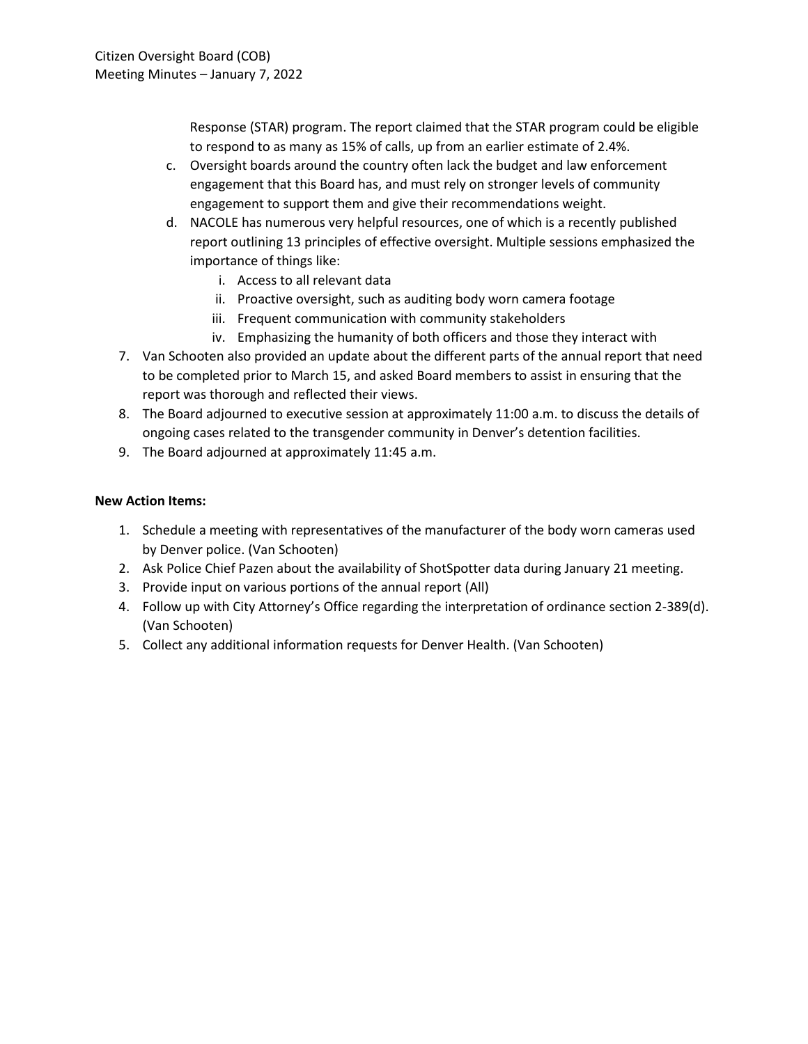Response (STAR) program. The report claimed that the STAR program could be eligible to respond to as many as 15% of calls, up from an earlier estimate of 2.4%.

   c. Oversight boards around the country often lack the budget and law enforcement engagement that this Board has, and must rely on stronger levels of community engagement to support them and give their recommendations weight.
   d. NACOLE has numerous very helpful resources, one of which is a recently published report outlining 13 principles of effective oversight. Multiple sessions emphasized the importance of things like:
      i. Access to all relevant data
      ii. Proactive oversight, such as auditing body worn camera footage
      iii. Frequent communication with community stakeholders
      iv. Emphasizing the humanity of both officers and those they interact with

7. Van Schooten also provided an update about the different parts of the annual report that need to be completed prior to March 15, and asked Board members to assist in ensuring that the report was thorough and reflected their views.
8. The Board adjourned to executive session at approximately 11:00 a.m. to discuss the details of ongoing cases related to the transgender community in Denver's detention facilities.
9. The Board adjourned at approximately 11:45 a.m.

**New Action Items:**

1. Schedule a meeting with representatives of the manufacturer of the body worn cameras used by Denver police. (Van Schooten)
2. Ask Police Chief Pazen about the availability of ShotSpotter data during January 21 meeting.
3. Provide input on various portions of the annual report (All)
4. Follow up with City Attorney's Office regarding the interpretation of ordinance section 2-389(d). (Van Schooten)
5. Collect any additional information requests for Denver Health. (Van Schooten)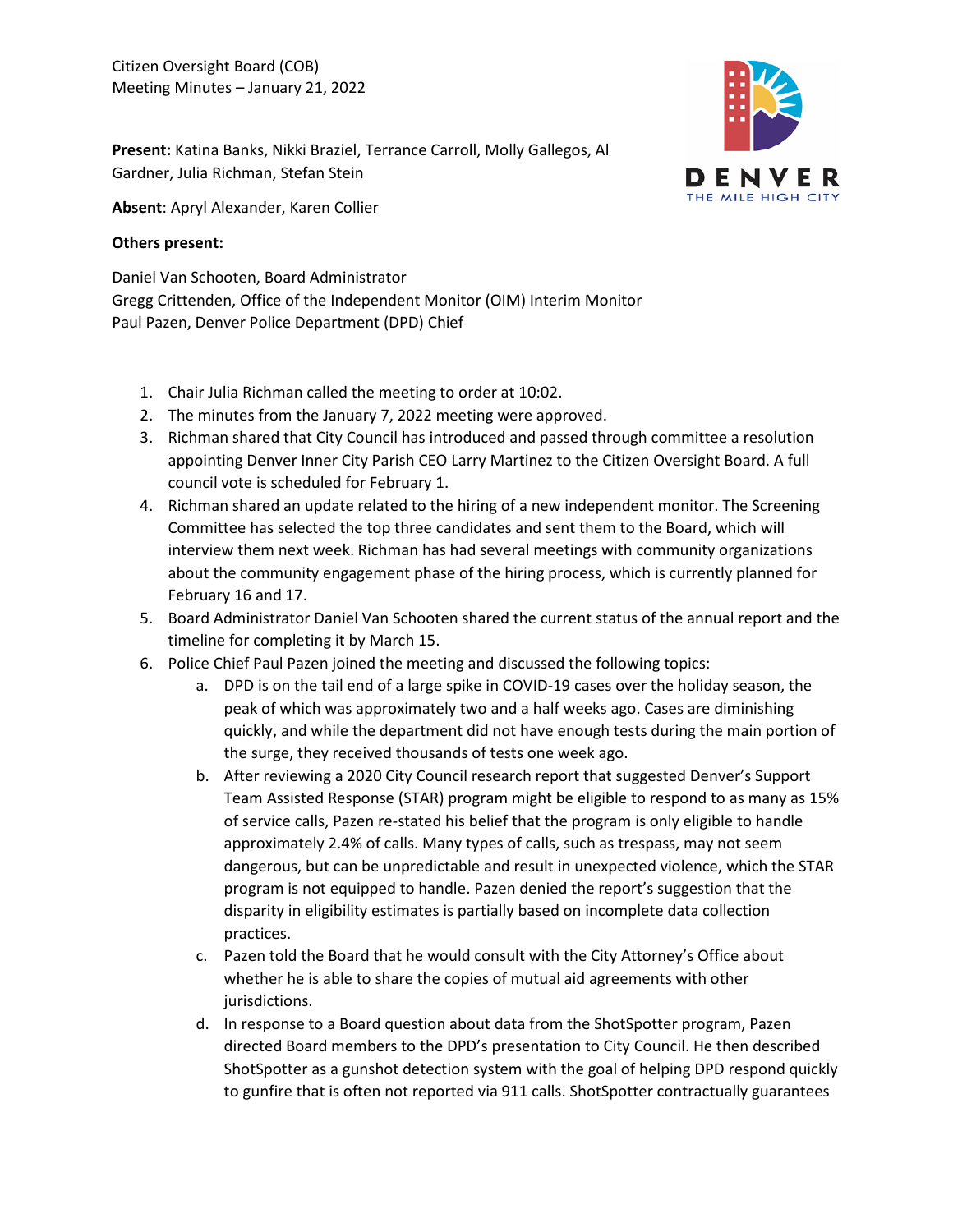Citizen Oversight Board (COB)
Meeting Minutes – January 21, 2022

**Present:** Katina Banks, Nikki Braziel, Terrance Carroll, Molly Gallegos, Al Gardner, Julia Richman, Stefan Stein

**Absent**: Apryl Alexander, Karen Collier

**Others present:**

Daniel Van Schooten, Board Administrator
Gregg Crittenden, Office of the Independent Monitor (OIM) Interim Monitor
Paul Pazen, Denver Police Department (DPD) Chief

1. Chair Julia Richman called the meeting to order at 10:02.
2. The minutes from the January 7, 2022 meeting were approved.
3. Richman shared that City Council has introduced and passed through committee a resolution appointing Denver Inner City Parish CEO Larry Martinez to the Citizen Oversight Board. A full council vote is scheduled for February 1.
4. Richman shared an update related to the hiring of a new independent monitor. The Screening Committee has selected the top three candidates and sent them to the Board, which will interview them next week. Richman has had several meetings with community organizations about the community engagement phase of the hiring process, which is currently planned for February 16 and 17.
5. Board Administrator Daniel Van Schooten shared the current status of the annual report and the timeline for completing it by March 15.
6. Police Chief Paul Pazen joined the meeting and discussed the following topics:
   a. DPD is on the tail end of a large spike in COVID-19 cases over the holiday season, the peak of which was approximately two and a half weeks ago. Cases are diminishing quickly, and while the department did not have enough tests during the main portion of the surge, they received thousands of tests one week ago.
   b. After reviewing a 2020 City Council research report that suggested Denver's Support Team Assisted Response (STAR) program might be eligible to respond to as many as 15% of service calls, Pazen re-stated his belief that the program is only eligible to handle approximately 2.4% of calls. Many types of calls, such as trespass, may not seem dangerous, but can be unpredictable and result in unexpected violence, which the STAR program is not equipped to handle. Pazen denied the report's suggestion that the disparity in eligibility estimates is partially based on incomplete data collection practices.
   c. Pazen told the Board that he would consult with the City Attorney's Office about whether he is able to share the copies of mutual aid agreements with other jurisdictions.
   d. In response to a Board question about data from the ShotSpotter program, Pazen directed Board members to the DPD's presentation to City Council. He then described ShotSpotter as a gunshot detection system with the goal of helping DPD respond quickly to gunfire that is often not reported via 911 calls. ShotSpotter contractually guarantees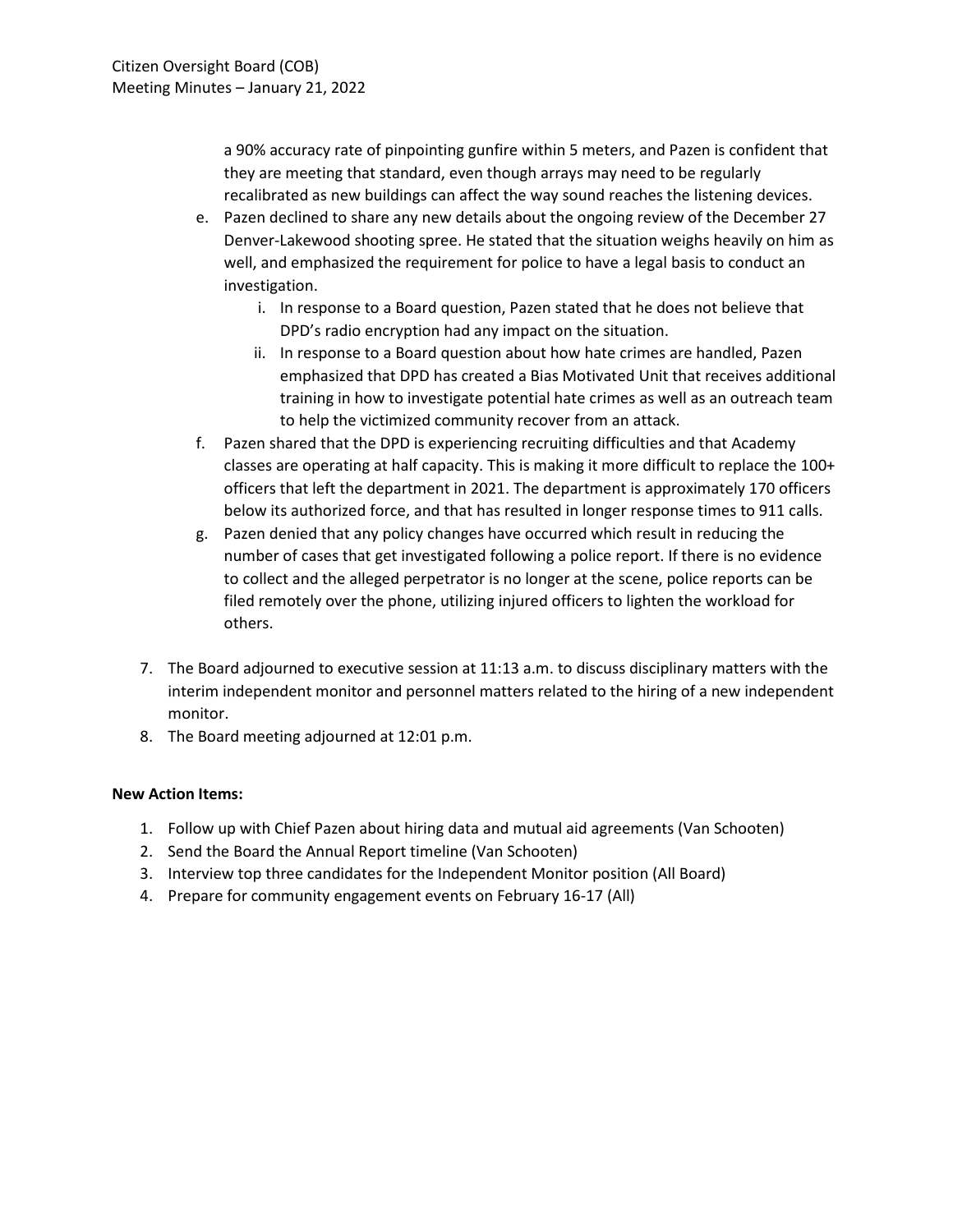a 90% accuracy rate of pinpointing gunfire within 5 meters, and Pazen is confident that they are meeting that standard, even though arrays may need to be regularly recalibrated as new buildings can affect the way sound reaches the listening devices.

   e. Pazen declined to share any new details about the ongoing review of the December 27 Denver-Lakewood shooting spree. He stated that the situation weighs heavily on him as well, and emphasized the requirement for police to have a legal basis to conduct an investigation.
      i. In response to a Board question, Pazen stated that he does not believe that DPD's radio encryption had any impact on the situation.
      ii. In response to a Board question about how hate crimes are handled, Pazen emphasized that DPD has created a Bias Motivated Unit that receives additional training in how to investigate potential hate crimes as well as an outreach team to help the victimized community recover from an attack.
   f. Pazen shared that the DPD is experiencing recruiting difficulties and that Academy classes are operating at half capacity. This is making it more difficult to replace the 100+ officers that left the department in 2021. The department is approximately 170 officers below its authorized force, and that has resulted in longer response times to 911 calls.
   g. Pazen denied that any policy changes have occurred which result in reducing the number of cases that get investigated following a police report. If there is no evidence to collect and the alleged perpetrator is no longer at the scene, police reports can be filed remotely over the phone, utilizing injured officers to lighten the workload for others.

7. The Board adjourned to executive session at 11:13 a.m. to discuss disciplinary matters with the interim independent monitor and personnel matters related to the hiring of a new independent monitor.
8. The Board meeting adjourned at 12:01 p.m.

**New Action Items:**

1. Follow up with Chief Pazen about hiring data and mutual aid agreements (Van Schooten)
2. Send the Board the Annual Report timeline (Van Schooten)
3. Interview top three candidates for the Independent Monitor position (All Board)
4. Prepare for community engagement events on February 16-17 (All)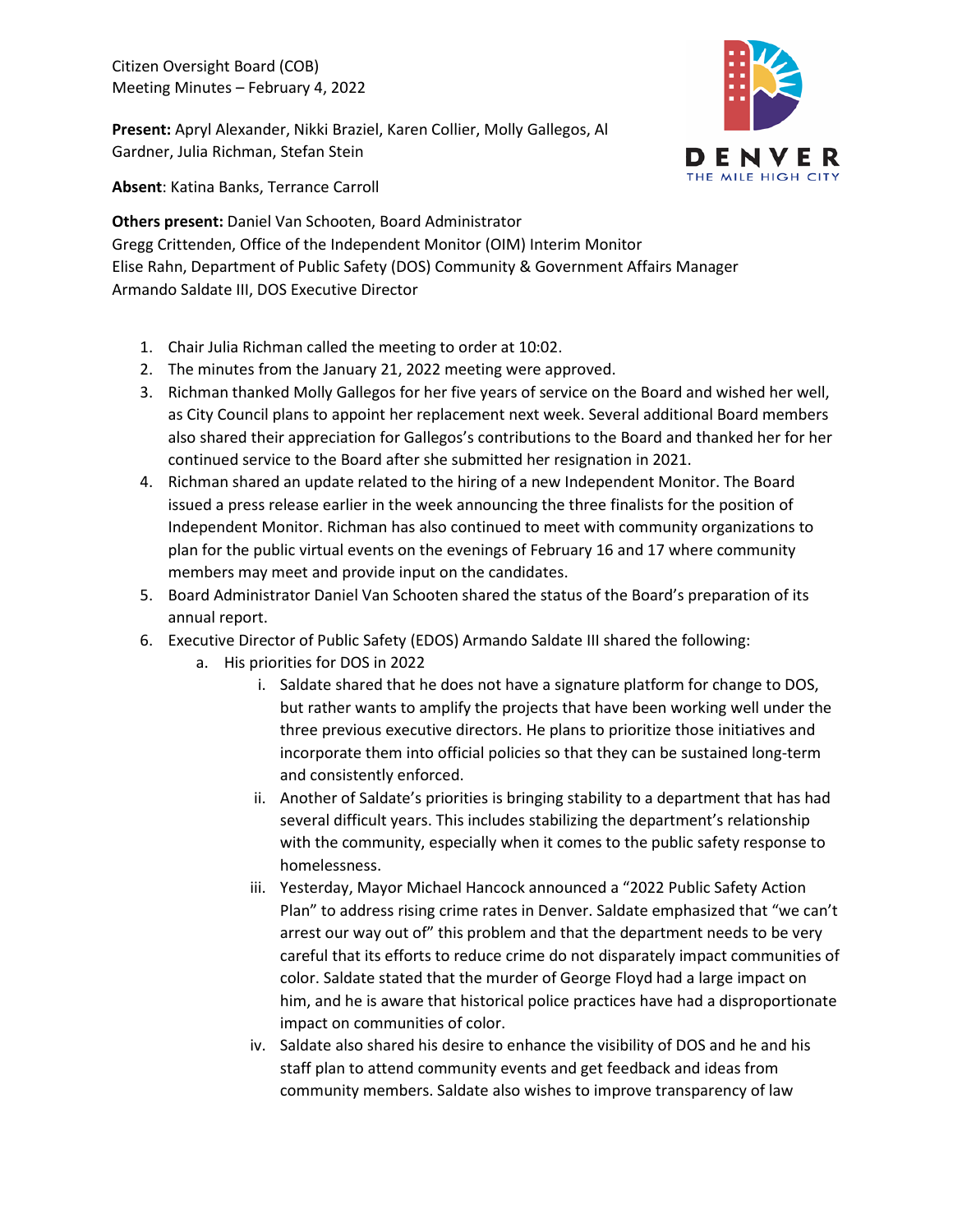Citizen Oversight Board (COB)
Meeting Minutes – February 4, 2022

**Present:** Apryl Alexander, Nikki Braziel, Karen Collier, Molly Gallegos, Al Gardner, Julia Richman, Stefan Stein

**Absent**: Katina Banks, Terrance Carroll

**Others present:** Daniel Van Schooten, Board Administrator
Gregg Crittenden, Office of the Independent Monitor (OIM) Interim Monitor
Elise Rahn, Department of Public Safety (DOS) Community & Government Affairs Manager
Armando Saldate III, DOS Executive Director

1. Chair Julia Richman called the meeting to order at 10:02.
2. The minutes from the January 21, 2022 meeting were approved.
3. Richman thanked Molly Gallegos for her five years of service on the Board and wished her well, as City Council plans to appoint her replacement next week. Several additional Board members also shared their appreciation for Gallegos's contributions to the Board and thanked her for her continued service to the Board after she submitted her resignation in 2021.
4. Richman shared an update related to the hiring of a new Independent Monitor. The Board issued a press release earlier in the week announcing the three finalists for the position of Independent Monitor. Richman has also continued to meet with community organizations to plan for the public virtual events on the evenings of February 16 and 17 where community members may meet and provide input on the candidates.
5. Board Administrator Daniel Van Schooten shared the status of the Board's preparation of its annual report.
6. Executive Director of Public Safety (EDOS) Armando Saldate III shared the following:
    a. His priorities for DOS in 2022
        i. Saldate shared that he does not have a signature platform for change to DOS, but rather wants to amplify the projects that have been working well under the three previous executive directors. He plans to prioritize those initiatives and incorporate them into official policies so that they can be sustained long-term and consistently enforced.
        ii. Another of Saldate's priorities is bringing stability to a department that has had several difficult years. This includes stabilizing the department's relationship with the community, especially when it comes to the public safety response to homelessness.
        iii. Yesterday, Mayor Michael Hancock announced a "2022 Public Safety Action Plan" to address rising crime rates in Denver. Saldate emphasized that "we can't arrest our way out of" this problem and that the department needs to be very careful that its efforts to reduce crime do not disparately impact communities of color. Saldate stated that the murder of George Floyd had a large impact on him, and he is aware that historical police practices have had a disproportionate impact on communities of color.
        iv. Saldate also shared his desire to enhance the visibility of DOS and he and his staff plan to attend community events and get feedback and ideas from community members. Saldate also wishes to improve transparency of law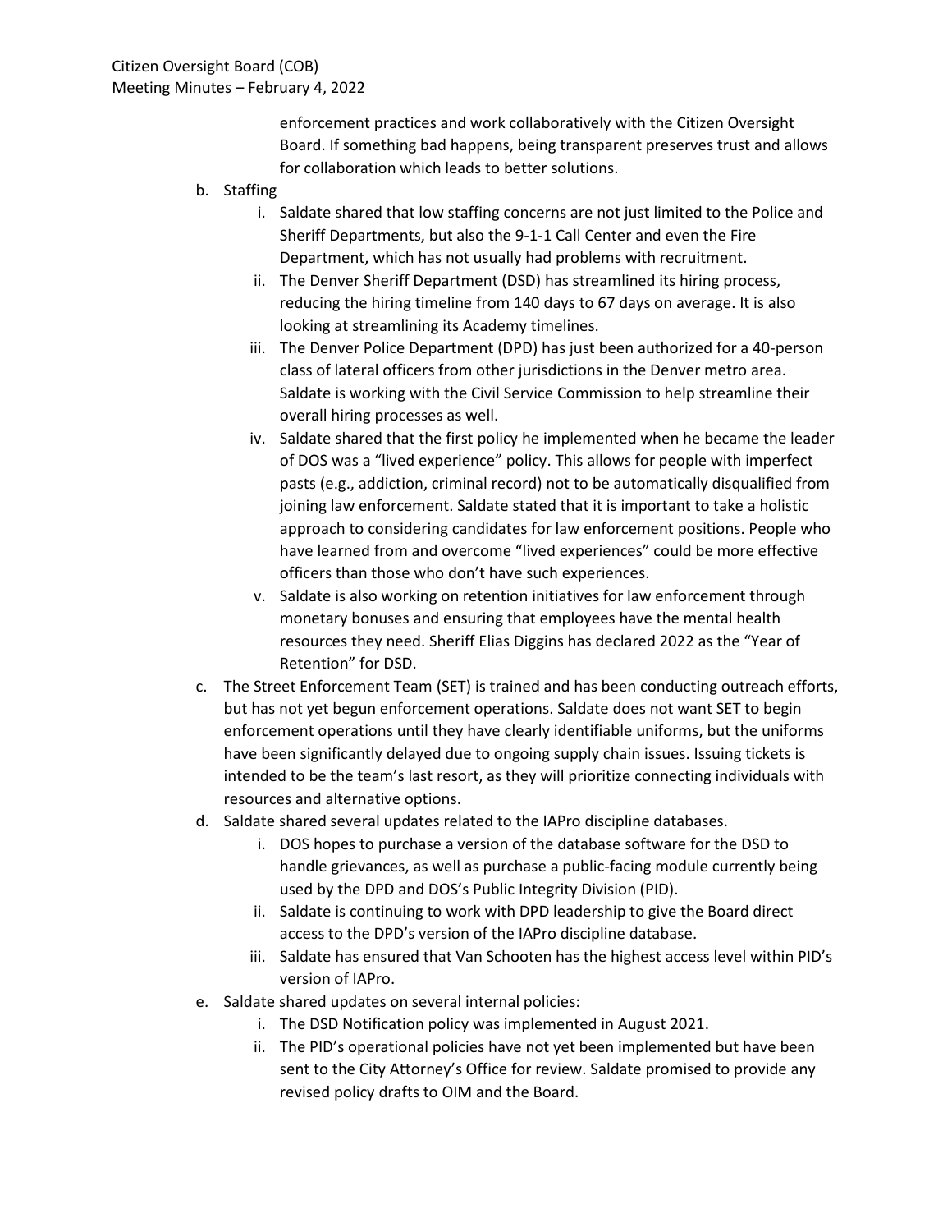enforcement practices and work collaboratively with the Citizen Oversight Board. If something bad happens, being transparent preserves trust and allows for collaboration which leads to better solutions.

b. Staffing
   i. Saldate shared that low staffing concerns are not just limited to the Police and Sheriff Departments, but also the 9-1-1 Call Center and even the Fire Department, which has not usually had problems with recruitment.
   ii. The Denver Sheriff Department (DSD) has streamlined its hiring process, reducing the hiring timeline from 140 days to 67 days on average. It is also looking at streamlining its Academy timelines.
   iii. The Denver Police Department (DPD) has just been authorized for a 40-person class of lateral officers from other jurisdictions in the Denver metro area. Saldate is working with the Civil Service Commission to help streamline their overall hiring processes as well.
   iv. Saldate shared that the first policy he implemented when he became the leader of DOS was a "lived experience" policy. This allows for people with imperfect pasts (e.g., addiction, criminal record) not to be automatically disqualified from joining law enforcement. Saldate stated that it is important to take a holistic approach to considering candidates for law enforcement positions. People who have learned from and overcome "lived experiences" could be more effective officers than those who don't have such experiences.
   v. Saldate is also working on retention initiatives for law enforcement through monetary bonuses and ensuring that employees have the mental health resources they need. Sheriff Elias Diggins has declared 2022 as the "Year of Retention" for DSD.

c. The Street Enforcement Team (SET) is trained and has been conducting outreach efforts, but has not yet begun enforcement operations. Saldate does not want SET to begin enforcement operations until they have clearly identifiable uniforms, but the uniforms have been significantly delayed due to ongoing supply chain issues. Issuing tickets is intended to be the team's last resort, as they will prioritize connecting individuals with resources and alternative options.

d. Saldate shared several updates related to the IAPro discipline databases.
   i. DOS hopes to purchase a version of the database software for the DSD to handle grievances, as well as purchase a public-facing module currently being used by the DPD and DOS's Public Integrity Division (PID).
   ii. Saldate is continuing to work with DPD leadership to give the Board direct access to the DPD's version of the IAPro discipline database.
   iii. Saldate has ensured that Van Schooten has the highest access level within PID's version of IAPro.

e. Saldate shared updates on several internal policies:
   i. The DSD Notification policy was implemented in August 2021.
   ii. The PID's operational policies have not yet been implemented but have been sent to the City Attorney's Office for review. Saldate promised to provide any revised policy drafts to OIM and the Board.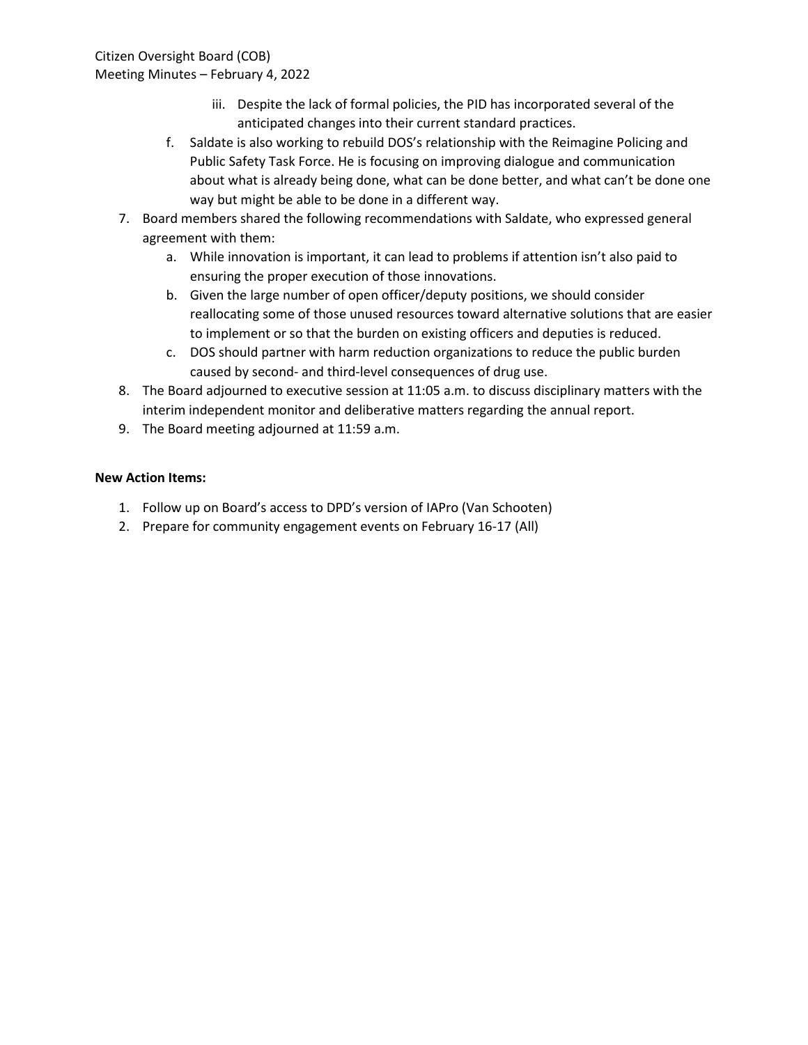iii. Despite the lack of formal policies, the PID has incorporated several of the anticipated changes into their current standard practices.

   f. Saldate is also working to rebuild DOS's relationship with the Reimagine Policing and Public Safety Task Force. He is focusing on improving dialogue and communication about what is already being done, what can be done better, and what can't be done one way but might be able to be done in a different way.

7. Board members shared the following recommendations with Saldate, who expressed general agreement with them:
   a. While innovation is important, it can lead to problems if attention isn't also paid to ensuring the proper execution of those innovations.
   b. Given the large number of open officer/deputy positions, we should consider reallocating some of those unused resources toward alternative solutions that are easier to implement or so that the burden on existing officers and deputies is reduced.
   c. DOS should partner with harm reduction organizations to reduce the public burden caused by second- and third-level consequences of drug use.
8. The Board adjourned to executive session at 11:05 a.m. to discuss disciplinary matters with the interim independent monitor and deliberative matters regarding the annual report.
9. The Board meeting adjourned at 11:59 a.m.

**New Action Items:**

1. Follow up on Board's access to DPD's version of IAPro (Van Schooten)
2. Prepare for community engagement events on February 16-17 (All)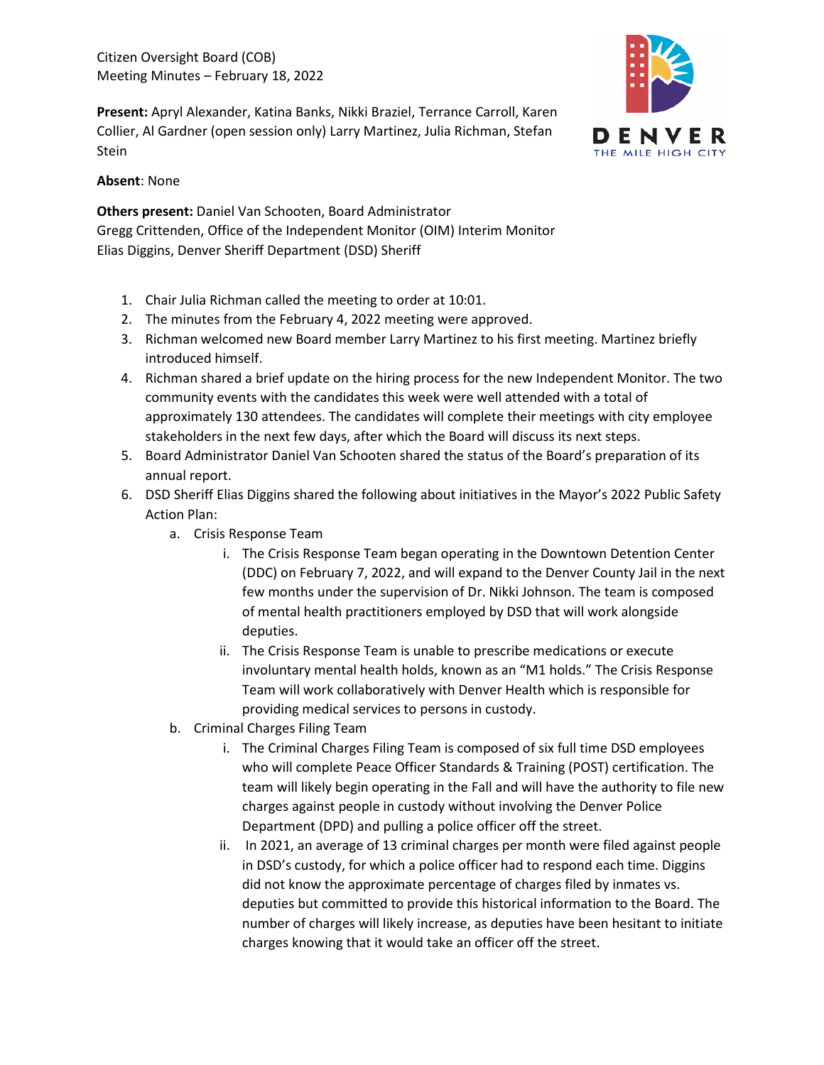Citizen Oversight Board (COB)
Meeting Minutes – February 18, 2022

**Present:** Apryl Alexander, Katina Banks, Nikki Braziel, Terrance Carroll, Karen Collier, Al Gardner (open session only) Larry Martinez, Julia Richman, Stefan Stein

**Absent**: None

**Others present:** Daniel Van Schooten, Board Administrator
Gregg Crittenden, Office of the Independent Monitor (OIM) Interim Monitor
Elias Diggins, Denver Sheriff Department (DSD) Sheriff

1. Chair Julia Richman called the meeting to order at 10:01.
2. The minutes from the February 4, 2022 meeting were approved.
3. Richman welcomed new Board member Larry Martinez to his first meeting. Martinez briefly introduced himself.
4. Richman shared a brief update on the hiring process for the new Independent Monitor. The two community events with the candidates this week were well attended with a total of approximately 130 attendees. The candidates will complete their meetings with city employee stakeholders in the next few days, after which the Board will discuss its next steps.
5. Board Administrator Daniel Van Schooten shared the status of the Board's preparation of its annual report.
6. DSD Sheriff Elias Diggins shared the following about initiatives in the Mayor's 2022 Public Safety Action Plan:
   a. Crisis Response Team
      i. The Crisis Response Team began operating in the Downtown Detention Center (DDC) on February 7, 2022, and will expand to the Denver County Jail in the next few months under the supervision of Dr. Nikki Johnson. The team is composed of mental health practitioners employed by DSD that will work alongside deputies.
      ii. The Crisis Response Team is unable to prescribe medications or execute involuntary mental health holds, known as an "M1 holds." The Crisis Response Team will work collaboratively with Denver Health which is responsible for providing medical services to persons in custody.
   b. Criminal Charges Filing Team
      i. The Criminal Charges Filing Team is composed of six full time DSD employees who will complete Peace Officer Standards & Training (POST) certification. The team will likely begin operating in the Fall and will have the authority to file new charges against people in custody without involving the Denver Police Department (DPD) and pulling a police officer off the street.
      ii. In 2021, an average of 13 criminal charges per month were filed against people in DSD's custody, for which a police officer had to respond each time. Diggins did not know the approximate percentage of charges filed by inmates vs. deputies but committed to provide this historical information to the Board. The number of charges will likely increase, as deputies have been hesitant to initiate charges knowing that it would take an officer off the street.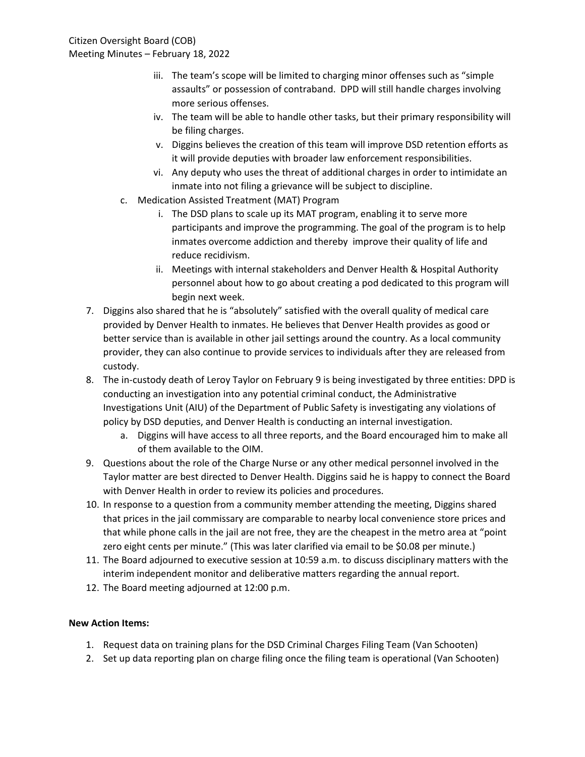- iii. The team's scope will be limited to charging minor offenses such as "simple assaults" or possession of contraband. DPD will still handle charges involving more serious offenses.
- iv. The team will be able to handle other tasks, but their primary responsibility will be filing charges.
- v. Diggins believes the creation of this team will improve DSD retention efforts as it will provide deputies with broader law enforcement responsibilities.
- vi. Any deputy who uses the threat of additional charges in order to intimidate an inmate into not filing a grievance will be subject to discipline.

c. Medication Assisted Treatment (MAT) Program

- i. The DSD plans to scale up its MAT program, enabling it to serve more participants and improve the programming. The goal of the program is to help inmates overcome addiction and thereby improve their quality of life and reduce recidivism.
- ii. Meetings with internal stakeholders and Denver Health & Hospital Authority personnel about how to go about creating a pod dedicated to this program will begin next week.

7. Diggins also shared that he is "absolutely" satisfied with the overall quality of medical care provided by Denver Health to inmates. He believes that Denver Health provides as good or better service than is available in other jail settings around the country. As a local community provider, they can also continue to provide services to individuals after they are released from custody.
8. The in-custody death of Leroy Taylor on February 9 is being investigated by three entities: DPD is conducting an investigation into any potential criminal conduct, the Administrative Investigations Unit (AIU) of the Department of Public Safety is investigating any violations of policy by DSD deputies, and Denver Health is conducting an internal investigation.
   a. Diggins will have access to all three reports, and the Board encouraged him to make all of them available to the OIM.
9. Questions about the role of the Charge Nurse or any other medical personnel involved in the Taylor matter are best directed to Denver Health. Diggins said he is happy to connect the Board with Denver Health in order to review its policies and procedures.
10. In response to a question from a community member attending the meeting, Diggins shared that prices in the jail commissary are comparable to nearby local convenience store prices and that while phone calls in the jail are not free, they are the cheapest in the metro area at "point zero eight cents per minute." (This was later clarified via email to be $0.08 per minute.)
11. The Board adjourned to executive session at 10:59 a.m. to discuss disciplinary matters with the interim independent monitor and deliberative matters regarding the annual report.
12. The Board meeting adjourned at 12:00 p.m.

**New Action Items:**

1. Request data on training plans for the DSD Criminal Charges Filing Team (Van Schooten)
2. Set up data reporting plan on charge filing once the filing team is operational (Van Schooten)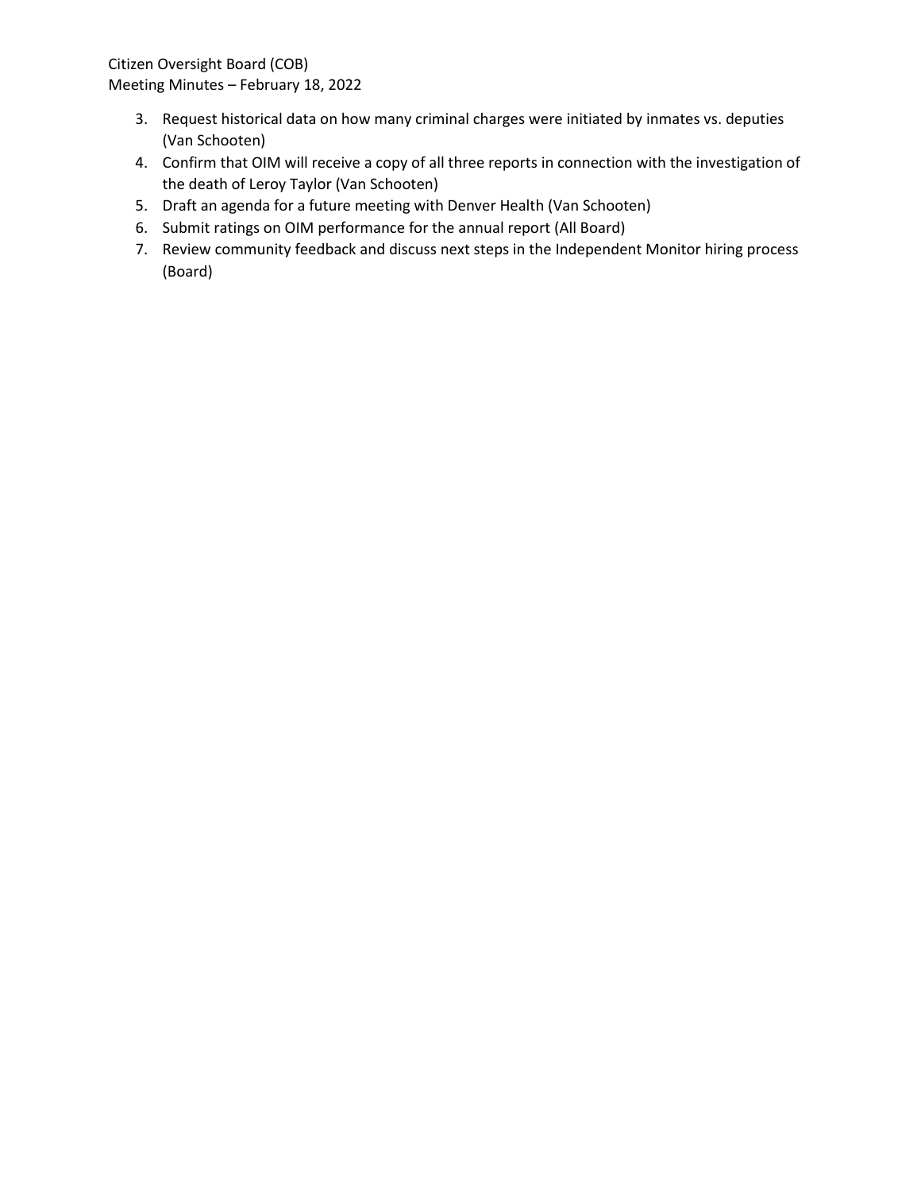3. Request historical data on how many criminal charges were initiated by inmates vs. deputies (Van Schooten)
4. Confirm that OIM will receive a copy of all three reports in connection with the investigation of the death of Leroy Taylor (Van Schooten)
5. Draft an agenda for a future meeting with Denver Health (Van Schooten)
6. Submit ratings on OIM performance for the annual report (All Board)
7. Review community feedback and discuss next steps in the Independent Monitor hiring process (Board)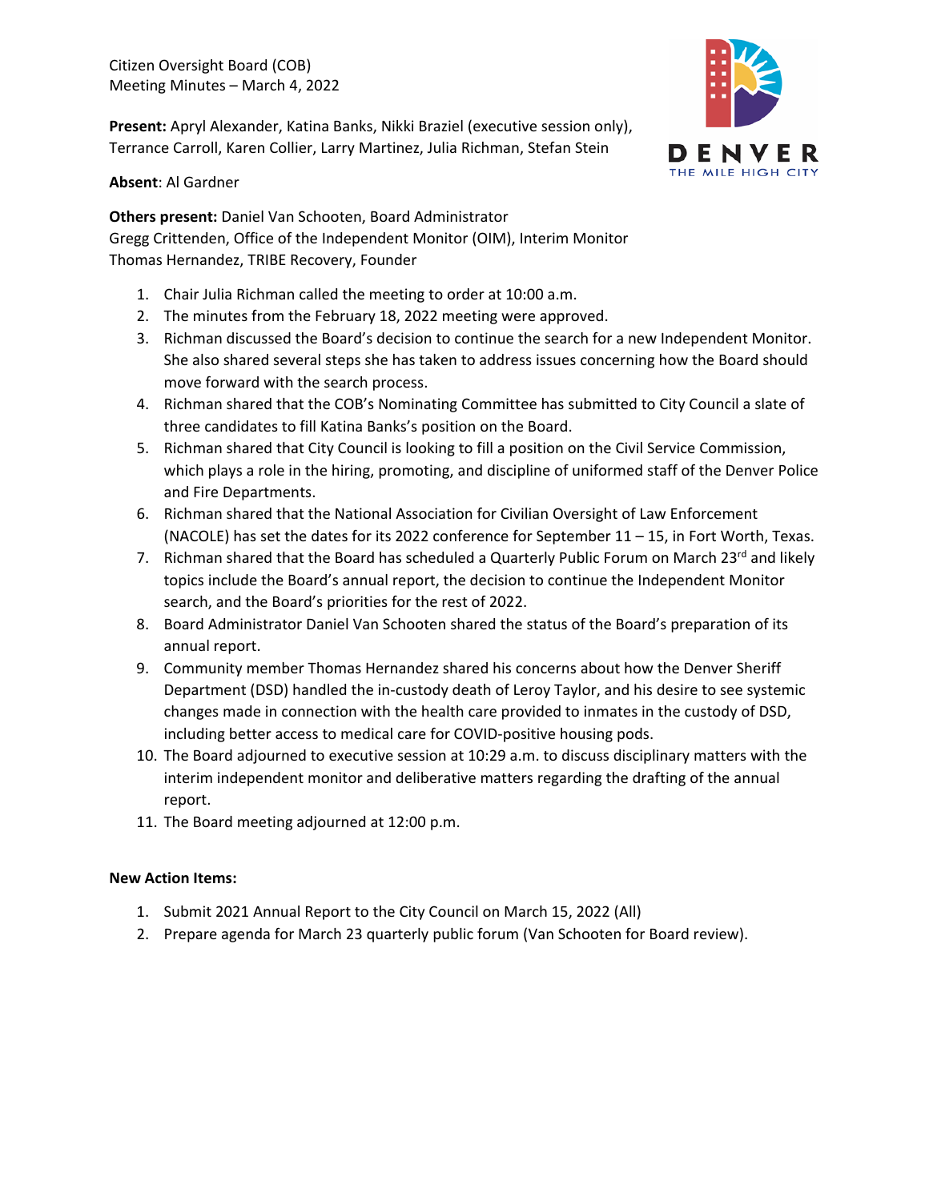Citizen Oversight Board (COB)
Meeting Minutes – March 4, 2022

**Present:** Apryl Alexander, Katina Banks, Nikki Braziel (executive session only), Terrance Carroll, Karen Collier, Larry Martinez, Julia Richman, Stefan Stein

**Absent**: Al Gardner

**Others present:** Daniel Van Schooten, Board Administrator
Gregg Crittenden, Office of the Independent Monitor (OIM), Interim Monitor
Thomas Hernandez, TRIBE Recovery, Founder

1. Chair Julia Richman called the meeting to order at 10:00 a.m.
2. The minutes from the February 18, 2022 meeting were approved.
3. Richman discussed the Board's decision to continue the search for a new Independent Monitor. She also shared several steps she has taken to address issues concerning how the Board should move forward with the search process.
4. Richman shared that the COB's Nominating Committee has submitted to City Council a slate of three candidates to fill Katina Banks's position on the Board.
5. Richman shared that City Council is looking to fill a position on the Civil Service Commission, which plays a role in the hiring, promoting, and discipline of uniformed staff of the Denver Police and Fire Departments.
6. Richman shared that the National Association for Civilian Oversight of Law Enforcement (NACOLE) has set the dates for its 2022 conference for September 11 – 15, in Fort Worth, Texas.
7. Richman shared that the Board has scheduled a Quarterly Public Forum on March 23rd and likely topics include the Board's annual report, the decision to continue the Independent Monitor search, and the Board's priorities for the rest of 2022.
8. Board Administrator Daniel Van Schooten shared the status of the Board's preparation of its annual report.
9. Community member Thomas Hernandez shared his concerns about how the Denver Sheriff Department (DSD) handled the in-custody death of Leroy Taylor, and his desire to see systemic changes made in connection with the health care provided to inmates in the custody of DSD, including better access to medical care for COVID-positive housing pods.
10. The Board adjourned to executive session at 10:29 a.m. to discuss disciplinary matters with the interim independent monitor and deliberative matters regarding the drafting of the annual report.
11. The Board meeting adjourned at 12:00 p.m.

**New Action Items:**

1. Submit 2021 Annual Report to the City Council on March 15, 2022 (All)
2. Prepare agenda for March 23 quarterly public forum (Van Schooten for Board review).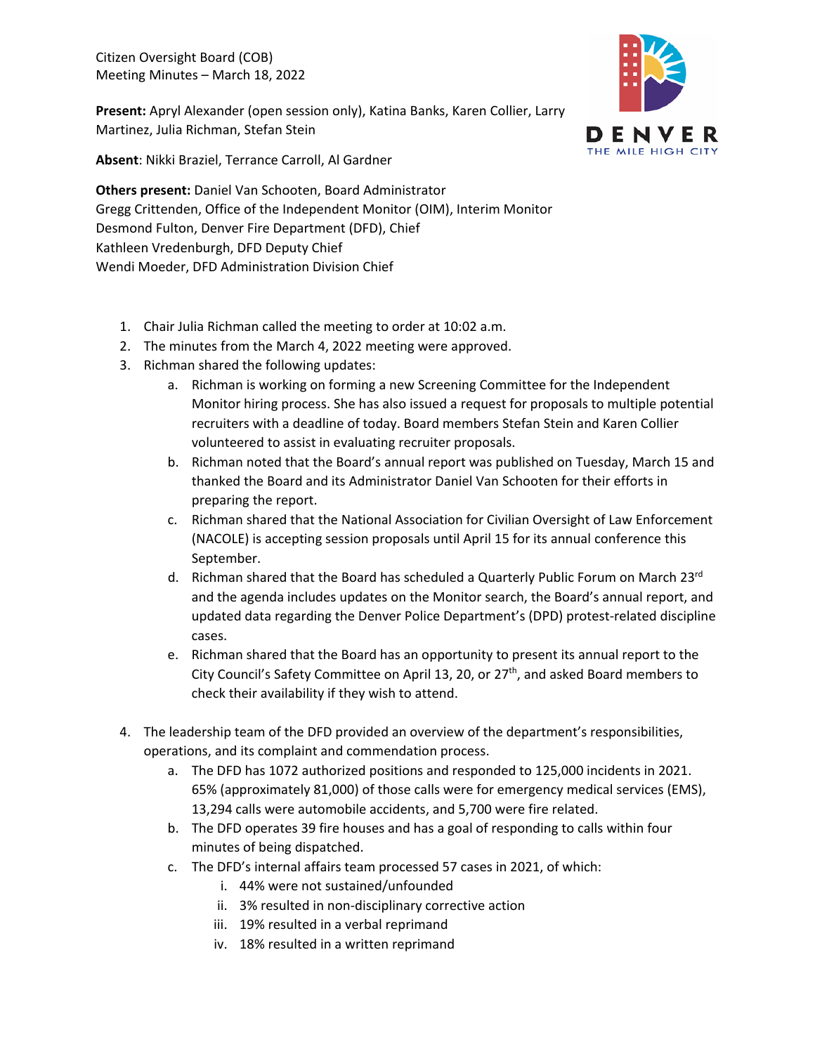Citizen Oversight Board (COB)
Meeting Minutes – March 18, 2022

**Present:** Apryl Alexander (open session only), Katina Banks, Karen Collier, Larry Martinez, Julia Richman, Stefan Stein

**Absent**: Nikki Braziel, Terrance Carroll, Al Gardner

**Others present:** Daniel Van Schooten, Board Administrator
Gregg Crittenden, Office of the Independent Monitor (OIM), Interim Monitor
Desmond Fulton, Denver Fire Department (DFD), Chief
Kathleen Vredenburgh, DFD Deputy Chief
Wendi Moeder, DFD Administration Division Chief

1. Chair Julia Richman called the meeting to order at 10:02 a.m.
2. The minutes from the March 4, 2022 meeting were approved.
3. Richman shared the following updates:
   a. Richman is working on forming a new Screening Committee for the Independent Monitor hiring process. She has also issued a request for proposals to multiple potential recruiters with a deadline of today. Board members Stefan Stein and Karen Collier volunteered to assist in evaluating recruiter proposals.
   b. Richman noted that the Board's annual report was published on Tuesday, March 15 and thanked the Board and its Administrator Daniel Van Schooten for their efforts in preparing the report.
   c. Richman shared that the National Association for Civilian Oversight of Law Enforcement (NACOLE) is accepting session proposals until April 15 for its annual conference this September.
   d. Richman shared that the Board has scheduled a Quarterly Public Forum on March 23rd and the agenda includes updates on the Monitor search, the Board's annual report, and updated data regarding the Denver Police Department's (DPD) protest-related discipline cases.
   e. Richman shared that the Board has an opportunity to present its annual report to the City Council's Safety Committee on April 13, 20, or 27th, and asked Board members to check their availability if they wish to attend.

4. The leadership team of the DFD provided an overview of the department's responsibilities, operations, and its complaint and commendation process.
   a. The DFD has 1072 authorized positions and responded to 125,000 incidents in 2021. 65% (approximately 81,000) of those calls were for emergency medical services (EMS), 13,294 calls were automobile accidents, and 5,700 were fire related.
   b. The DFD operates 39 fire houses and has a goal of responding to calls within four minutes of being dispatched.
   c. The DFD's internal affairs team processed 57 cases in 2021, of which:
      i. 44% were not sustained/unfounded
      ii. 3% resulted in non-disciplinary corrective action
      iii. 19% resulted in a verbal reprimand
      iv. 18% resulted in a written reprimand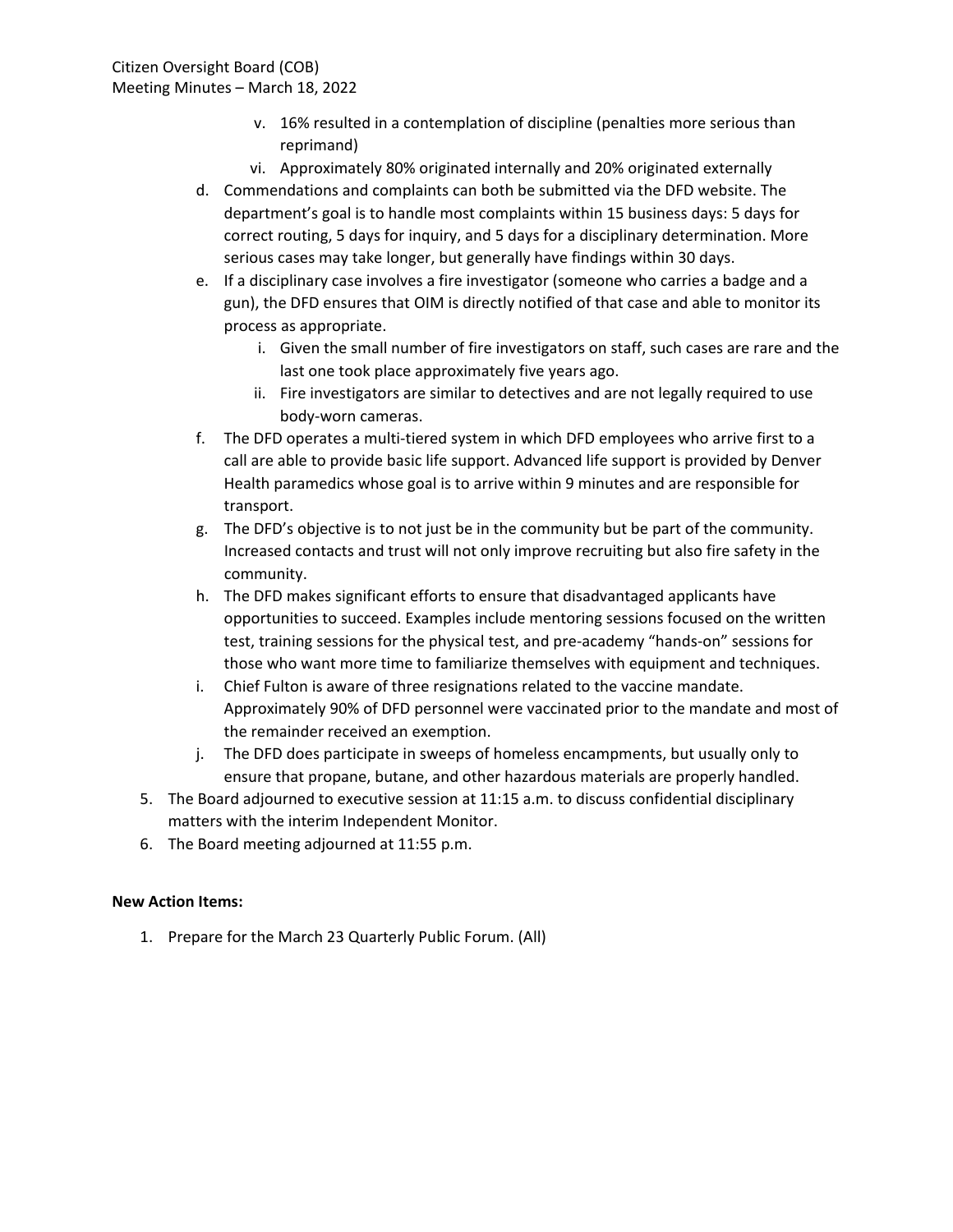v. 16% resulted in a contemplation of discipline (penalties more serious than reprimand)

vi. Approximately 80% originated internally and 20% originated externally

d. Commendations and complaints can both be submitted via the DFD website. The department's goal is to handle most complaints within 15 business days: 5 days for correct routing, 5 days for inquiry, and 5 days for a disciplinary determination. More serious cases may take longer, but generally have findings within 30 days.

e. If a disciplinary case involves a fire investigator (someone who carries a badge and a gun), the DFD ensures that OIM is directly notified of that case and able to monitor its process as appropriate.

   i. Given the small number of fire investigators on staff, such cases are rare and the last one took place approximately five years ago.

   ii. Fire investigators are similar to detectives and are not legally required to use body-worn cameras.

f. The DFD operates a multi-tiered system in which DFD employees who arrive first to a call are able to provide basic life support. Advanced life support is provided by Denver Health paramedics whose goal is to arrive within 9 minutes and are responsible for transport.

g. The DFD's objective is to not just be in the community but be part of the community. Increased contacts and trust will not only improve recruiting but also fire safety in the community.

h. The DFD makes significant efforts to ensure that disadvantaged applicants have opportunities to succeed. Examples include mentoring sessions focused on the written test, training sessions for the physical test, and pre-academy "hands-on" sessions for those who want more time to familiarize themselves with equipment and techniques.

i. Chief Fulton is aware of three resignations related to the vaccine mandate. Approximately 90% of DFD personnel were vaccinated prior to the mandate and most of the remainder received an exemption.

j. The DFD does participate in sweeps of homeless encampments, but usually only to ensure that propane, butane, and other hazardous materials are properly handled.

5. The Board adjourned to executive session at 11:15 a.m. to discuss confidential disciplinary matters with the interim Independent Monitor.

6. The Board meeting adjourned at 11:55 p.m.

**New Action Items:**

1. Prepare for the March 23 Quarterly Public Forum. (All)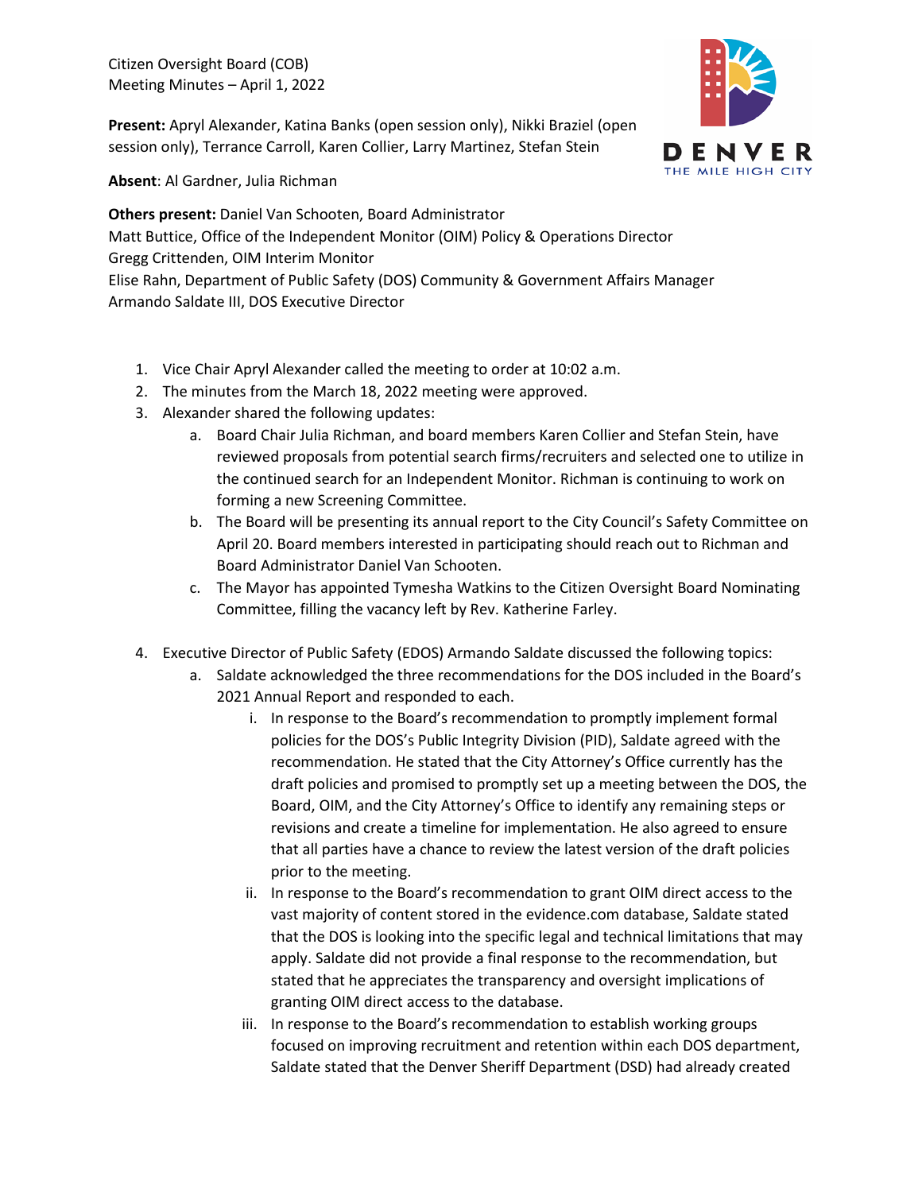Citizen Oversight Board (COB)
Meeting Minutes – April 1, 2022

**Present:** Apryl Alexander, Katina Banks (open session only), Nikki Braziel (open session only), Terrance Carroll, Karen Collier, Larry Martinez, Stefan Stein

**Absent**: Al Gardner, Julia Richman

**Others present:** Daniel Van Schooten, Board Administrator
Matt Buttice, Office of the Independent Monitor (OIM) Policy & Operations Director
Gregg Crittenden, OIM Interim Monitor
Elise Rahn, Department of Public Safety (DOS) Community & Government Affairs Manager
Armando Saldate III, DOS Executive Director

1. Vice Chair Apryl Alexander called the meeting to order at 10:02 a.m.
2. The minutes from the March 18, 2022 meeting were approved.
3. Alexander shared the following updates:
    a. Board Chair Julia Richman, and board members Karen Collier and Stefan Stein, have reviewed proposals from potential search firms/recruiters and selected one to utilize in the continued search for an Independent Monitor. Richman is continuing to work on forming a new Screening Committee.
    b. The Board will be presenting its annual report to the City Council's Safety Committee on April 20. Board members interested in participating should reach out to Richman and Board Administrator Daniel Van Schooten.
    c. The Mayor has appointed Tymesha Watkins to the Citizen Oversight Board Nominating Committee, filling the vacancy left by Rev. Katherine Farley.

4. Executive Director of Public Safety (EDOS) Armando Saldate discussed the following topics:
    a. Saldate acknowledged the three recommendations for the DOS included in the Board's 2021 Annual Report and responded to each.
        i. In response to the Board's recommendation to promptly implement formal policies for the DOS's Public Integrity Division (PID), Saldate agreed with the recommendation. He stated that the City Attorney's Office currently has the draft policies and promised to promptly set up a meeting between the DOS, the Board, OIM, and the City Attorney's Office to identify any remaining steps or revisions and create a timeline for implementation. He also agreed to ensure that all parties have a chance to review the latest version of the draft policies prior to the meeting.
        ii. In response to the Board's recommendation to grant OIM direct access to the vast majority of content stored in the evidence.com database, Saldate stated that the DOS is looking into the specific legal and technical limitations that may apply. Saldate did not provide a final response to the recommendation, but stated that he appreciates the transparency and oversight implications of granting OIM direct access to the database.
        iii. In response to the Board's recommendation to establish working groups focused on improving recruitment and retention within each DOS department, Saldate stated that the Denver Sheriff Department (DSD) had already created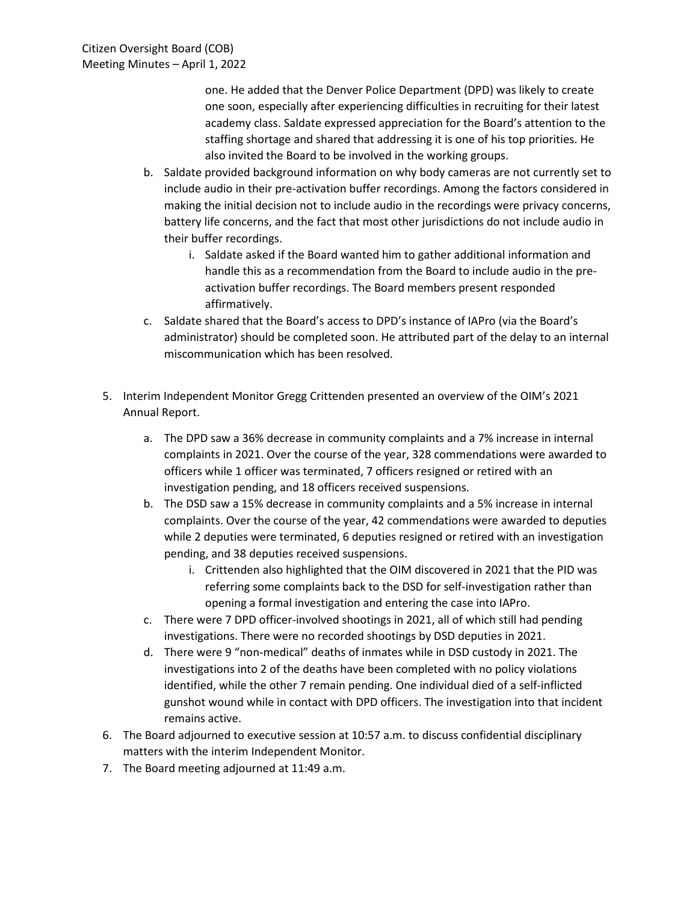one. He added that the Denver Police Department (DPD) was likely to create one soon, especially after experiencing difficulties in recruiting for their latest academy class. Saldate expressed appreciation for the Board's attention to the staffing shortage and shared that addressing it is one of his top priorities. He also invited the Board to be involved in the working groups.

b. Saldate provided background information on why body cameras are not currently set to include audio in their pre-activation buffer recordings. Among the factors considered in making the initial decision not to include audio in the recordings were privacy concerns, battery life concerns, and the fact that most other jurisdictions do not include audio in their buffer recordings.
    i. Saldate asked if the Board wanted him to gather additional information and handle this as a recommendation from the Board to include audio in the pre-activation buffer recordings. The Board members present responded affirmatively.

c. Saldate shared that the Board's access to DPD's instance of IAPro (via the Board's administrator) should be completed soon. He attributed part of the delay to an internal miscommunication which has been resolved.

5. Interim Independent Monitor Gregg Crittenden presented an overview of the OIM's 2021 Annual Report.
    a. The DPD saw a 36% decrease in community complaints and a 7% increase in internal complaints in 2021. Over the course of the year, 328 commendations were awarded to officers while 1 officer was terminated, 7 officers resigned or retired with an investigation pending, and 18 officers received suspensions.
    b. The DSD saw a 15% decrease in community complaints and a 5% increase in internal complaints. Over the course of the year, 42 commendations were awarded to deputies while 2 deputies were terminated, 6 deputies resigned or retired with an investigation pending, and 38 deputies received suspensions.
        i. Crittenden also highlighted that the OIM discovered in 2021 that the PID was referring some complaints back to the DSD for self-investigation rather than opening a formal investigation and entering the case into IAPro.
    c. There were 7 DPD officer-involved shootings in 2021, all of which still had pending investigations. There were no recorded shootings by DSD deputies in 2021.
    d. There were 9 "non-medical" deaths of inmates while in DSD custody in 2021. The investigations into 2 of the deaths have been completed with no policy violations identified, while the other 7 remain pending. One individual died of a self-inflicted gunshot wound while in contact with DPD officers. The investigation into that incident remains active.
6. The Board adjourned to executive session at 10:57 a.m. to discuss confidential disciplinary matters with the interim Independent Monitor.
7. The Board meeting adjourned at 11:49 a.m.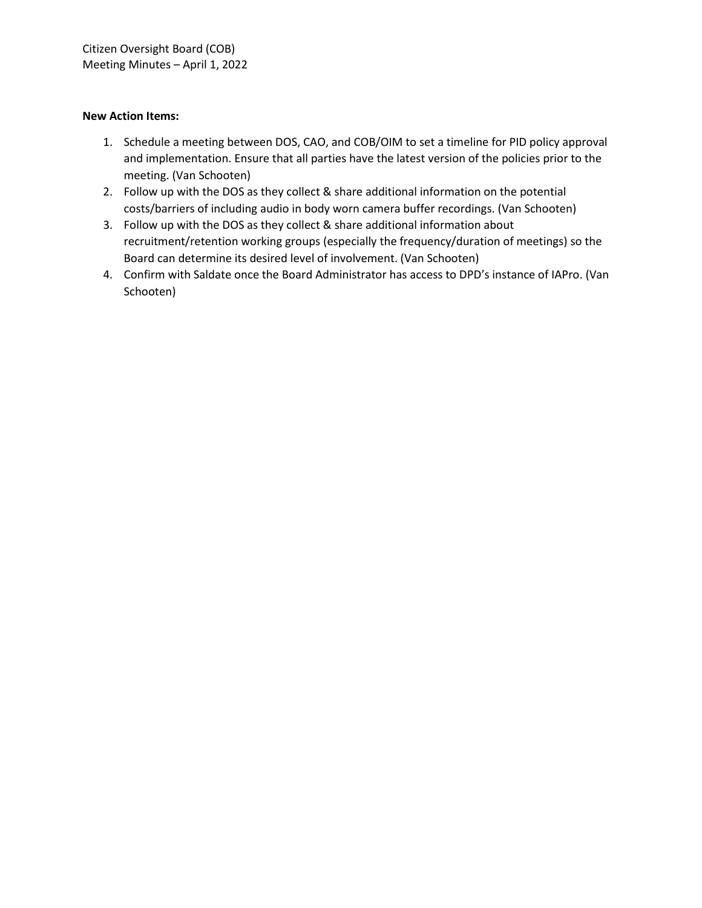**New Action Items:**

1. Schedule a meeting between DOS, CAO, and COB/OIM to set a timeline for PID policy approval and implementation. Ensure that all parties have the latest version of the policies prior to the meeting. (Van Schooten)
2. Follow up with the DOS as they collect & share additional information on the potential costs/barriers of including audio in body worn camera buffer recordings. (Van Schooten)
3. Follow up with the DOS as they collect & share additional information about recruitment/retention working groups (especially the frequency/duration of meetings) so the Board can determine its desired level of involvement. (Van Schooten)
4. Confirm with Saldate once the Board Administrator has access to DPD's instance of IAPro. (Van Schooten)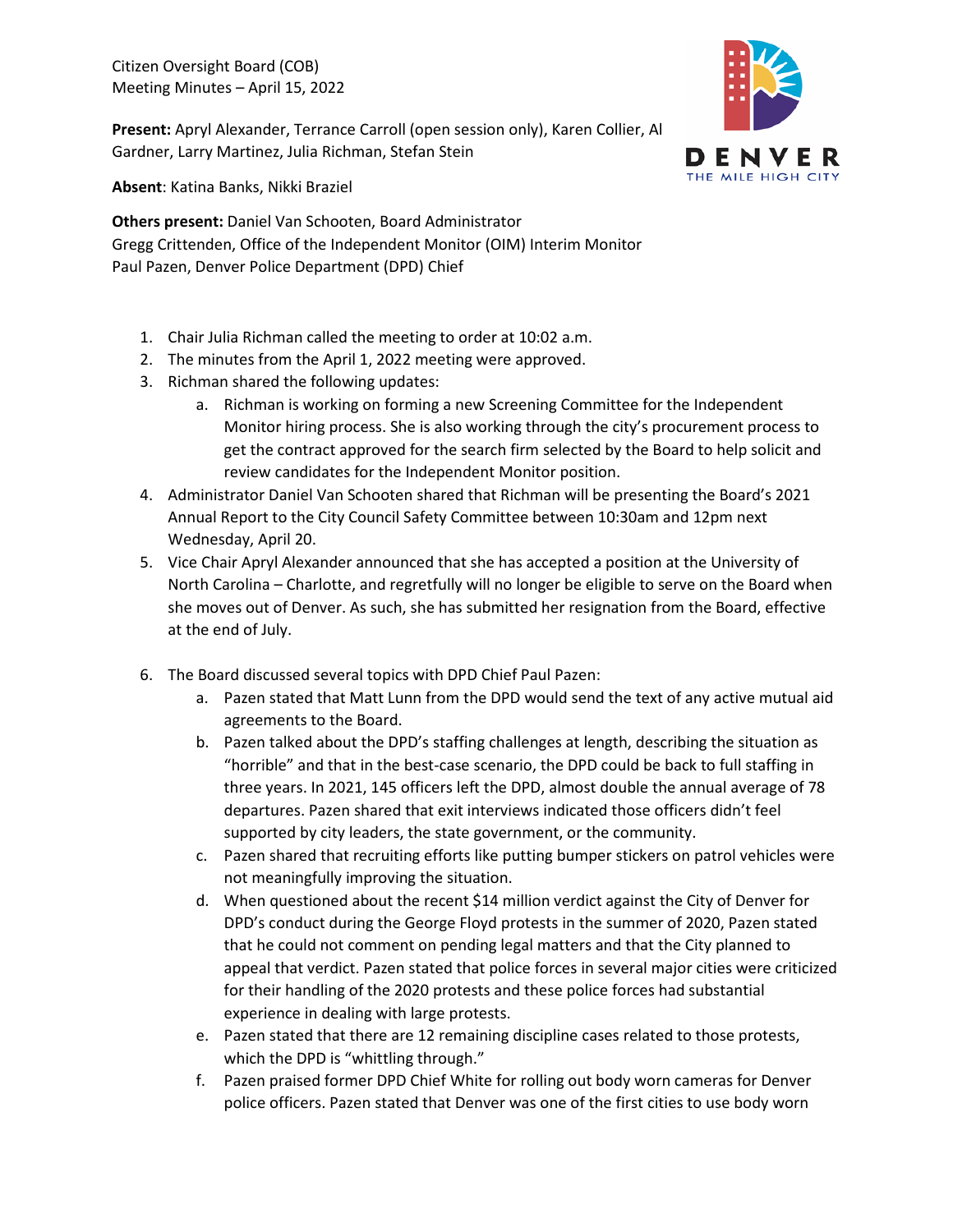Citizen Oversight Board (COB)
Meeting Minutes – April 15, 2022

**Present:** Apryl Alexander, Terrance Carroll (open session only), Karen Collier, Al Gardner, Larry Martinez, Julia Richman, Stefan Stein

**Absent**: Katina Banks, Nikki Braziel

**Others present:** Daniel Van Schooten, Board Administrator
Gregg Crittenden, Office of the Independent Monitor (OIM) Interim Monitor
Paul Pazen, Denver Police Department (DPD) Chief

1. Chair Julia Richman called the meeting to order at 10:02 a.m.
2. The minutes from the April 1, 2022 meeting were approved.
3. Richman shared the following updates:
    a. Richman is working on forming a new Screening Committee for the Independent Monitor hiring process. She is also working through the city's procurement process to get the contract approved for the search firm selected by the Board to help solicit and review candidates for the Independent Monitor position.
4. Administrator Daniel Van Schooten shared that Richman will be presenting the Board's 2021 Annual Report to the City Council Safety Committee between 10:30am and 12pm next Wednesday, April 20.
5. Vice Chair Apryl Alexander announced that she has accepted a position at the University of North Carolina – Charlotte, and regretfully will no longer be eligible to serve on the Board when she moves out of Denver. As such, she has submitted her resignation from the Board, effective at the end of July.
6. The Board discussed several topics with DPD Chief Paul Pazen:
    a. Pazen stated that Matt Lunn from the DPD would send the text of any active mutual aid agreements to the Board.
    b. Pazen talked about the DPD's staffing challenges at length, describing the situation as "horrible" and that in the best-case scenario, the DPD could be back to full staffing in three years. In 2021, 145 officers left the DPD, almost double the annual average of 78 departures. Pazen shared that exit interviews indicated those officers didn't feel supported by city leaders, the state government, or the community.
    c. Pazen shared that recruiting efforts like putting bumper stickers on patrol vehicles were not meaningfully improving the situation.
    d. When questioned about the recent $14 million verdict against the City of Denver for DPD's conduct during the George Floyd protests in the summer of 2020, Pazen stated that he could not comment on pending legal matters and that the City planned to appeal that verdict. Pazen stated that police forces in several major cities were criticized for their handling of the 2020 protests and these police forces had substantial experience in dealing with large protests.
    e. Pazen stated that there are 12 remaining discipline cases related to those protests, which the DPD is "whittling through."
    f. Pazen praised former DPD Chief White for rolling out body worn cameras for Denver police officers. Pazen stated that Denver was one of the first cities to use body worn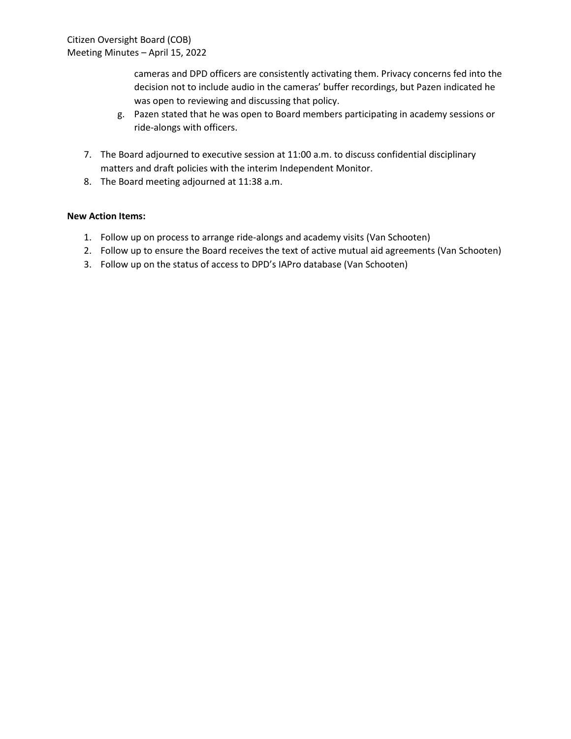cameras and DPD officers are consistently activating them. Privacy concerns fed into the decision not to include audio in the cameras' buffer recordings, but Pazen indicated he was open to reviewing and discussing that policy.

g. Pazen stated that he was open to Board members participating in academy sessions or ride-alongs with officers.

7. The Board adjourned to executive session at 11:00 a.m. to discuss confidential disciplinary matters and draft policies with the interim Independent Monitor.
8. The Board meeting adjourned at 11:38 a.m.

**New Action Items:**

1. Follow up on process to arrange ride-alongs and academy visits (Van Schooten)
2. Follow up to ensure the Board receives the text of active mutual aid agreements (Van Schooten)
3. Follow up on the status of access to DPD's IAPro database (Van Schooten)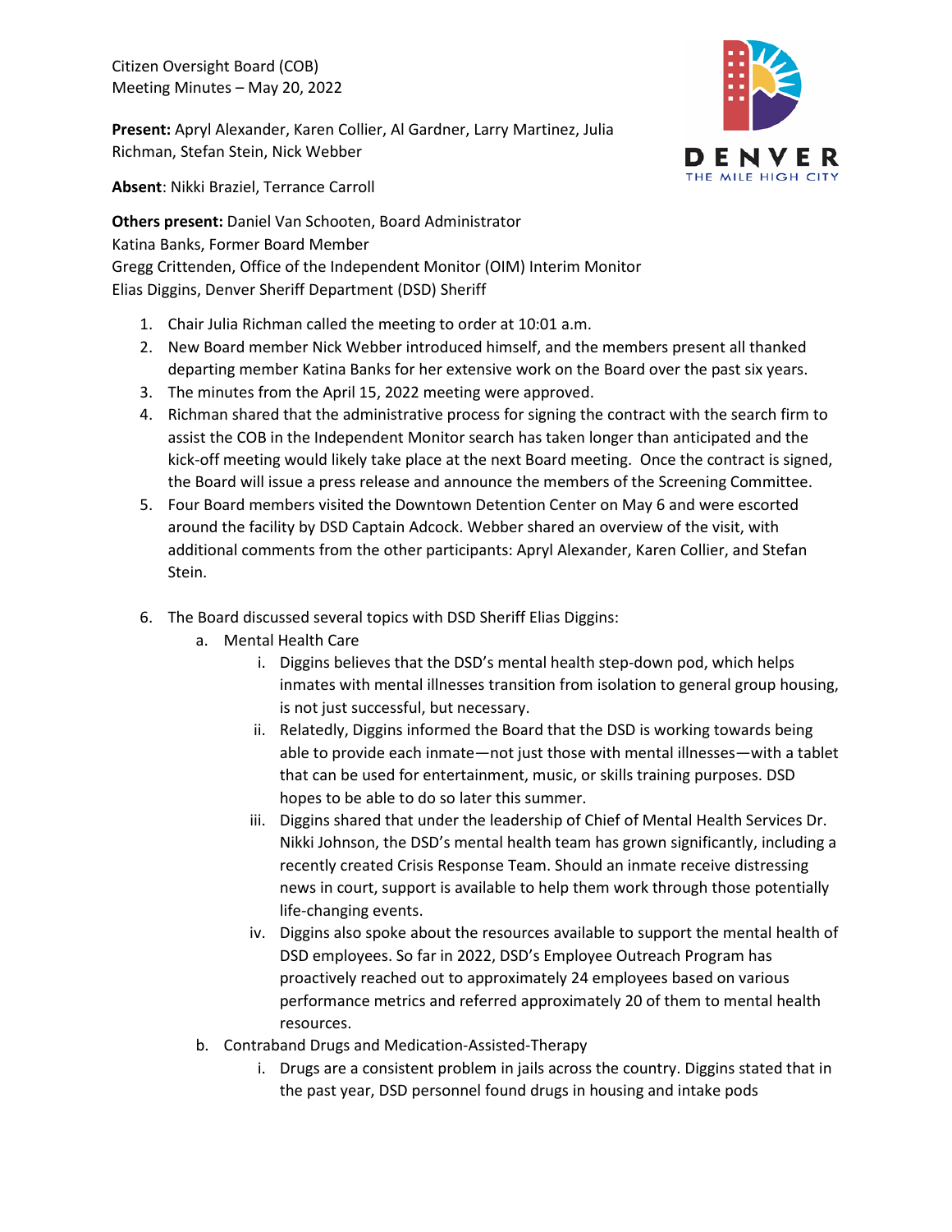Citizen Oversight Board (COB)
Meeting Minutes – May 20, 2022

**Present:** Apryl Alexander, Karen Collier, Al Gardner, Larry Martinez, Julia Richman, Stefan Stein, Nick Webber

**Absent**: Nikki Braziel, Terrance Carroll

**Others present:** Daniel Van Schooten, Board Administrator
Katina Banks, Former Board Member
Gregg Crittenden, Office of the Independent Monitor (OIM) Interim Monitor
Elias Diggins, Denver Sheriff Department (DSD) Sheriff

1. Chair Julia Richman called the meeting to order at 10:01 a.m.
2. New Board member Nick Webber introduced himself, and the members present all thanked departing member Katina Banks for her extensive work on the Board over the past six years.
3. The minutes from the April 15, 2022 meeting were approved.
4. Richman shared that the administrative process for signing the contract with the search firm to assist the COB in the Independent Monitor search has taken longer than anticipated and the kick-off meeting would likely take place at the next Board meeting. Once the contract is signed, the Board will issue a press release and announce the members of the Screening Committee.
5. Four Board members visited the Downtown Detention Center on May 6 and were escorted around the facility by DSD Captain Adcock. Webber shared an overview of the visit, with additional comments from the other participants: Apryl Alexander, Karen Collier, and Stefan Stein.
6. The Board discussed several topics with DSD Sheriff Elias Diggins:
   a. Mental Health Care
      i. Diggins believes that the DSD's mental health step-down pod, which helps inmates with mental illnesses transition from isolation to general group housing, is not just successful, but necessary.
      ii. Relatedly, Diggins informed the Board that the DSD is working towards being able to provide each inmate—not just those with mental illnesses—with a tablet that can be used for entertainment, music, or skills training purposes. DSD hopes to be able to do so later this summer.
      iii. Diggins shared that under the leadership of Chief of Mental Health Services Dr. Nikki Johnson, the DSD's mental health team has grown significantly, including a recently created Crisis Response Team. Should an inmate receive distressing news in court, support is available to help them work through those potentially life-changing events.
      iv. Diggins also spoke about the resources available to support the mental health of DSD employees. So far in 2022, DSD's Employee Outreach Program has proactively reached out to approximately 24 employees based on various performance metrics and referred approximately 20 of them to mental health resources.
   b. Contraband Drugs and Medication-Assisted-Therapy
      i. Drugs are a consistent problem in jails across the country. Diggins stated that in the past year, DSD personnel found drugs in housing and intake pods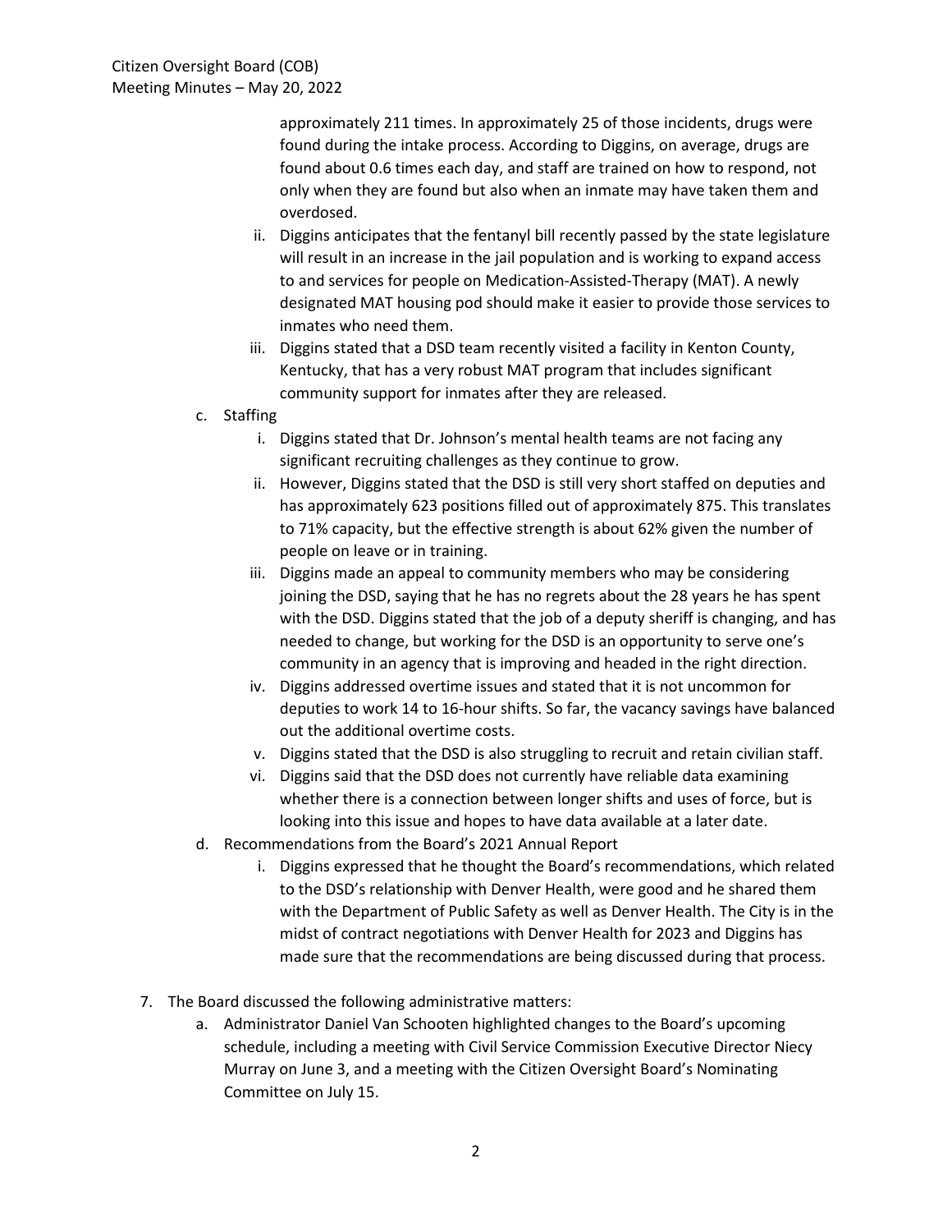approximately 211 times. In approximately 25 of those incidents, drugs were found during the intake process. According to Diggins, on average, drugs are found about 0.6 times each day, and staff are trained on how to respond, not only when they are found but also when an inmate may have taken them and overdosed.

   ii. Diggins anticipates that the fentanyl bill recently passed by the state legislature will result in an increase in the jail population and is working to expand access to and services for people on Medication-Assisted-Therapy (MAT). A newly designated MAT housing pod should make it easier to provide those services to inmates who need them.

   iii. Diggins stated that a DSD team recently visited a facility in Kenton County, Kentucky, that has a very robust MAT program that includes significant community support for inmates after they are released.

c. Staffing

   i. Diggins stated that Dr. Johnson's mental health teams are not facing any significant recruiting challenges as they continue to grow.

   ii. However, Diggins stated that the DSD is still very short staffed on deputies and has approximately 623 positions filled out of approximately 875. This translates to 71% capacity, but the effective strength is about 62% given the number of people on leave or in training.

   iii. Diggins made an appeal to community members who may be considering joining the DSD, saying that he has no regrets about the 28 years he has spent with the DSD. Diggins stated that the job of a deputy sheriff is changing, and has needed to change, but working for the DSD is an opportunity to serve one's community in an agency that is improving and headed in the right direction.

   iv. Diggins addressed overtime issues and stated that it is not uncommon for deputies to work 14 to 16-hour shifts. So far, the vacancy savings have balanced out the additional overtime costs.

   v. Diggins stated that the DSD is also struggling to recruit and retain civilian staff.

   vi. Diggins said that the DSD does not currently have reliable data examining whether there is a connection between longer shifts and uses of force, but is looking into this issue and hopes to have data available at a later date.

d. Recommendations from the Board's 2021 Annual Report

   i. Diggins expressed that he thought the Board's recommendations, which related to the DSD's relationship with Denver Health, were good and he shared them with the Department of Public Safety as well as Denver Health. The City is in the midst of contract negotiations with Denver Health for 2023 and Diggins has made sure that the recommendations are being discussed during that process.

7. The Board discussed the following administrative matters:

   a. Administrator Daniel Van Schooten highlighted changes to the Board's upcoming schedule, including a meeting with Civil Service Commission Executive Director Niecy Murray on June 3, and a meeting with the Citizen Oversight Board's Nominating Committee on July 15.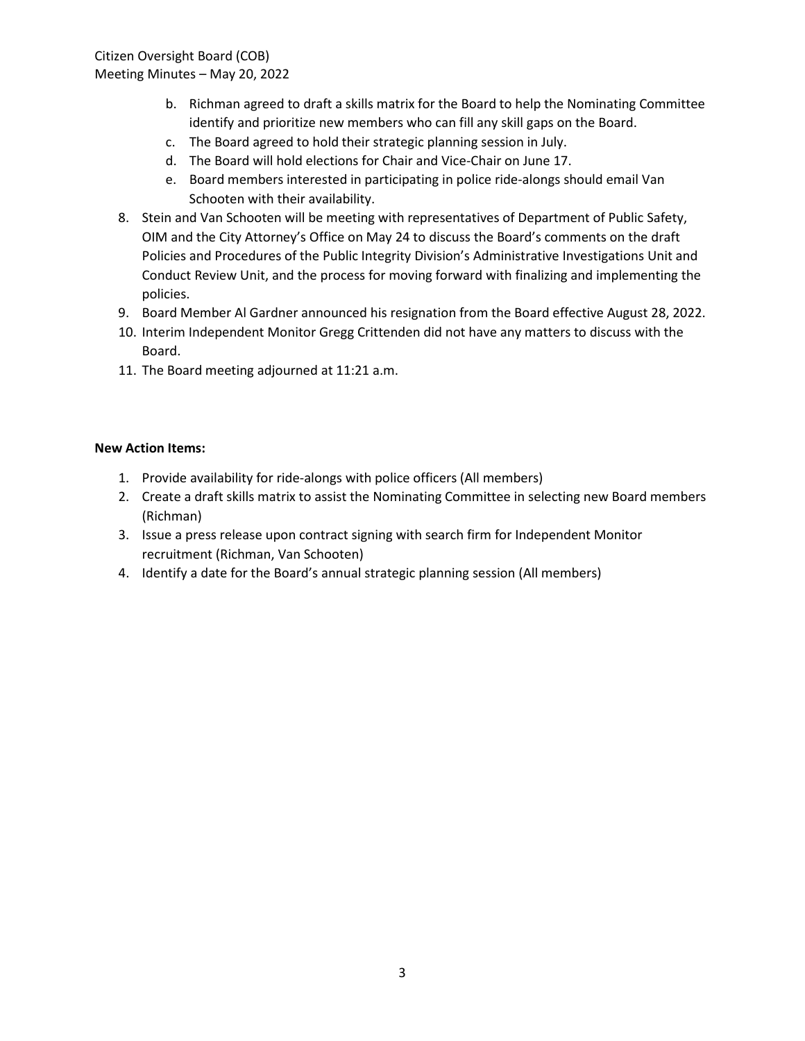b. Richman agreed to draft a skills matrix for the Board to help the Nominating Committee identify and prioritize new members who can fill any skill gaps on the Board.
c. The Board agreed to hold their strategic planning session in July.
d. The Board will hold elections for Chair and Vice-Chair on June 17.
e. Board members interested in participating in police ride-alongs should email Van Schooten with their availability.

8. Stein and Van Schooten will be meeting with representatives of Department of Public Safety, OIM and the City Attorney's Office on May 24 to discuss the Board's comments on the draft Policies and Procedures of the Public Integrity Division's Administrative Investigations Unit and Conduct Review Unit, and the process for moving forward with finalizing and implementing the policies.
9. Board Member Al Gardner announced his resignation from the Board effective August 28, 2022.
10. Interim Independent Monitor Gregg Crittenden did not have any matters to discuss with the Board.
11. The Board meeting adjourned at 11:21 a.m.

**New Action Items:**

1. Provide availability for ride-alongs with police officers (All members)
2. Create a draft skills matrix to assist the Nominating Committee in selecting new Board members (Richman)
3. Issue a press release upon contract signing with search firm for Independent Monitor recruitment (Richman, Van Schooten)
4. Identify a date for the Board's annual strategic planning session (All members)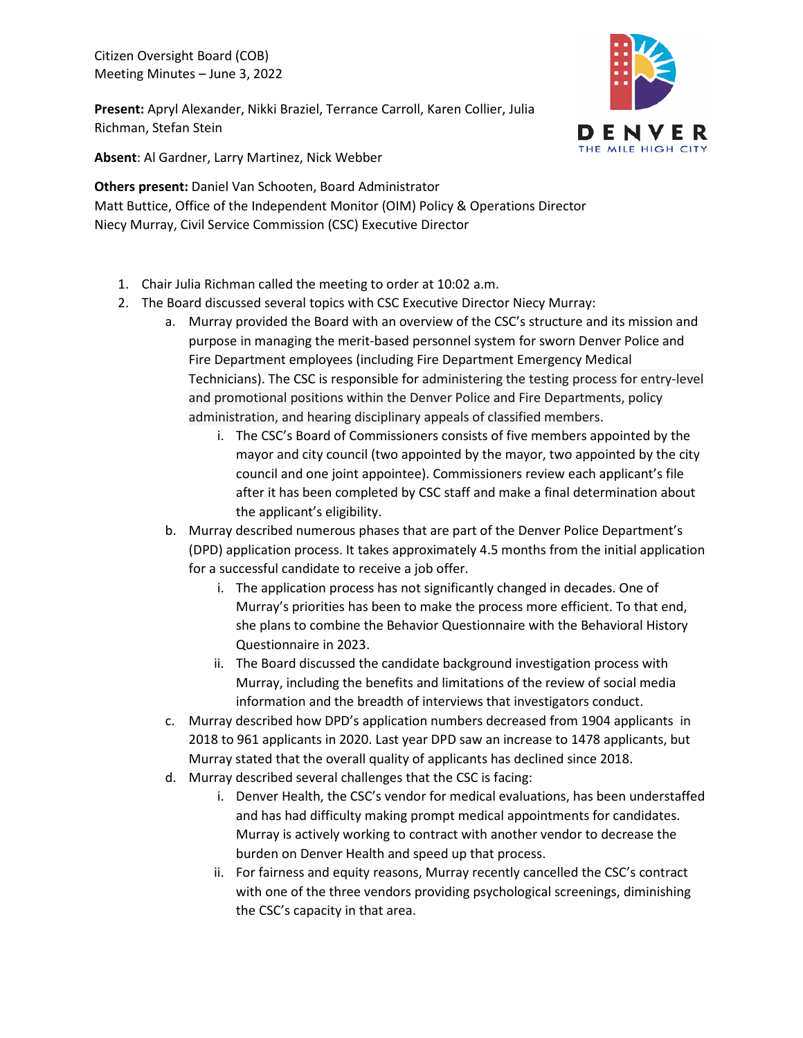Citizen Oversight Board (COB)
Meeting Minutes – June 3, 2022

**Present:** Apryl Alexander, Nikki Braziel, Terrance Carroll, Karen Collier, Julia Richman, Stefan Stein

**Absent**: Al Gardner, Larry Martinez, Nick Webber

**Others present:** Daniel Van Schooten, Board Administrator
Matt Buttice, Office of the Independent Monitor (OIM) Policy & Operations Director
Niecy Murray, Civil Service Commission (CSC) Executive Director

1. Chair Julia Richman called the meeting to order at 10:02 a.m.
2. The Board discussed several topics with CSC Executive Director Niecy Murray:
   a. Murray provided the Board with an overview of the CSC's structure and its mission and purpose in managing the merit-based personnel system for sworn Denver Police and Fire Department employees (including Fire Department Emergency Medical Technicians). The CSC is responsible for administering the testing process for entry-level and promotional positions within the Denver Police and Fire Departments, policy administration, and hearing disciplinary appeals of classified members.
      i. The CSC's Board of Commissioners consists of five members appointed by the mayor and city council (two appointed by the mayor, two appointed by the city council and one joint appointee). Commissioners review each applicant's file after it has been completed by CSC staff and make a final determination about the applicant's eligibility.
   b. Murray described numerous phases that are part of the Denver Police Department's (DPD) application process. It takes approximately 4.5 months from the initial application for a successful candidate to receive a job offer.
      i. The application process has not significantly changed in decades. One of Murray's priorities has been to make the process more efficient. To that end, she plans to combine the Behavior Questionnaire with the Behavioral History Questionnaire in 2023.
      ii. The Board discussed the candidate background investigation process with Murray, including the benefits and limitations of the review of social media information and the breadth of interviews that investigators conduct.
   c. Murray described how DPD's application numbers decreased from 1904 applicants in 2018 to 961 applicants in 2020. Last year DPD saw an increase to 1478 applicants, but Murray stated that the overall quality of applicants has declined since 2018.
   d. Murray described several challenges that the CSC is facing:
      i. Denver Health, the CSC's vendor for medical evaluations, has been understaffed and has had difficulty making prompt medical appointments for candidates. Murray is actively working to contract with another vendor to decrease the burden on Denver Health and speed up that process.
      ii. For fairness and equity reasons, Murray recently cancelled the CSC's contract with one of the three vendors providing psychological screenings, diminishing the CSC's capacity in that area.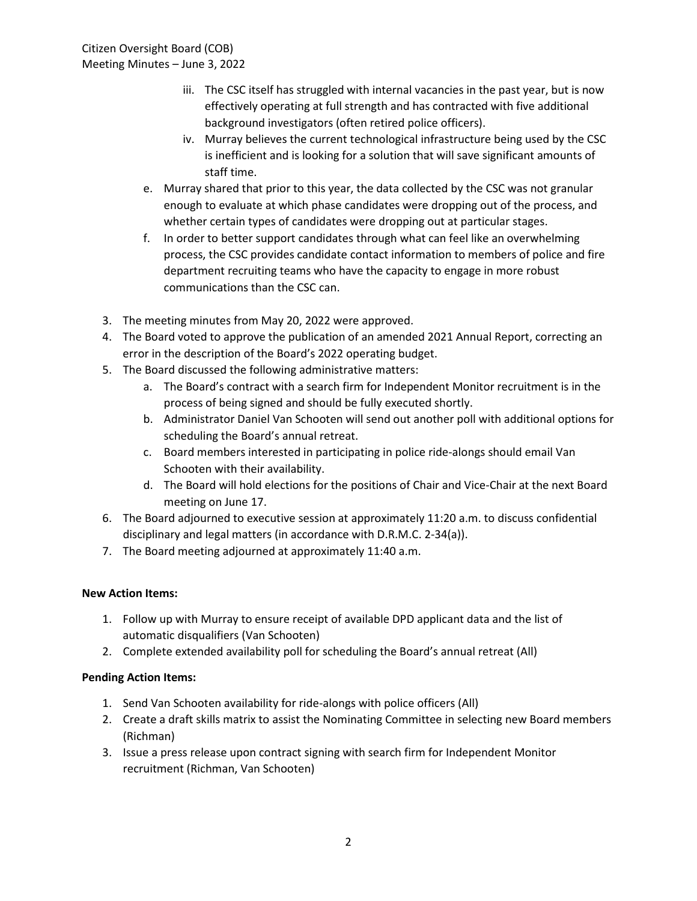iii. The CSC itself has struggled with internal vacancies in the past year, but is now effectively operating at full strength and has contracted with five additional background investigators (often retired police officers).

iv. Murray believes the current technological infrastructure being used by the CSC is inefficient and is looking for a solution that will save significant amounts of staff time.

e. Murray shared that prior to this year, the data collected by the CSC was not granular enough to evaluate at which phase candidates were dropping out of the process, and whether certain types of candidates were dropping out at particular stages.

f. In order to better support candidates through what can feel like an overwhelming process, the CSC provides candidate contact information to members of police and fire department recruiting teams who have the capacity to engage in more robust communications than the CSC can.

3. The meeting minutes from May 20, 2022 were approved.
4. The Board voted to approve the publication of an amended 2021 Annual Report, correcting an error in the description of the Board's 2022 operating budget.
5. The Board discussed the following administrative matters:
   a. The Board's contract with a search firm for Independent Monitor recruitment is in the process of being signed and should be fully executed shortly.
   b. Administrator Daniel Van Schooten will send out another poll with additional options for scheduling the Board's annual retreat.
   c. Board members interested in participating in police ride-alongs should email Van Schooten with their availability.
   d. The Board will hold elections for the positions of Chair and Vice-Chair at the next Board meeting on June 17.
6. The Board adjourned to executive session at approximately 11:20 a.m. to discuss confidential disciplinary and legal matters (in accordance with D.R.M.C. 2-34(a)).
7. The Board meeting adjourned at approximately 11:40 a.m.

**New Action Items:**

1. Follow up with Murray to ensure receipt of available DPD applicant data and the list of automatic disqualifiers (Van Schooten)
2. Complete extended availability poll for scheduling the Board's annual retreat (All)

**Pending Action Items:**

1. Send Van Schooten availability for ride-alongs with police officers (All)
2. Create a draft skills matrix to assist the Nominating Committee in selecting new Board members (Richman)
3. Issue a press release upon contract signing with search firm for Independent Monitor recruitment (Richman, Van Schooten)